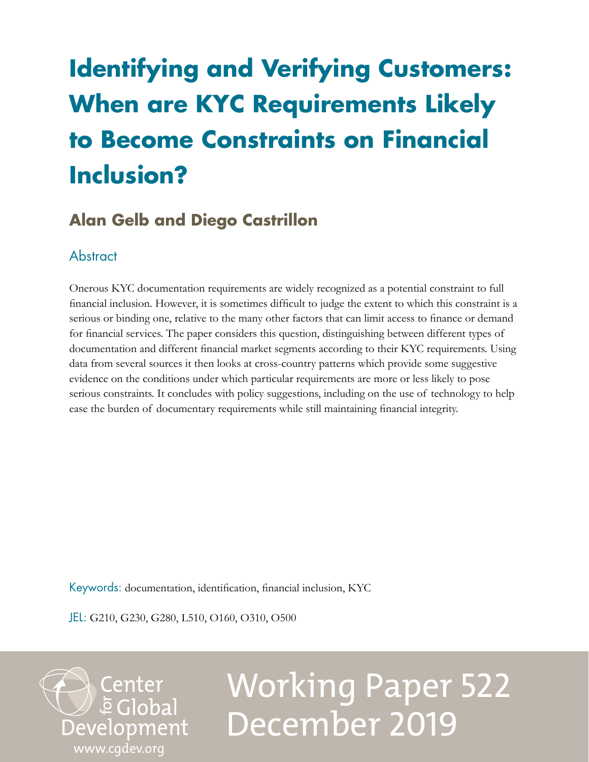# Identifying and Verifying Customers: When are KYC Requirements Likely to Become Constraints on Financial Inclusion?

**Alan Gelb and Diego Castrillon**

## Abstract

Onerous KYC documentation requirements are widely recognized as a potential constraint to full financial inclusion. However, it is sometimes difficult to judge the extent to which this constraint is a serious or binding one, relative to the many other factors that can limit access to finance or demand for financial services. The paper considers this question, distinguishing between different types of documentation and different financial market segments according to their KYC requirements. Using data from several sources it then looks at cross-country patterns which provide some suggestive evidence on the conditions under which particular requirements are more or less likely to pose serious constraints. It concludes with policy suggestions, including on the use of technology to help ease the burden of documentary requirements while still maintaining financial integrity.

Keywords: documentation, identification, financial inclusion, KYC

JEL: G210, G230, G280, L510, O160, O310, O500

Center for Global Development
www.cgdev.org

Working Paper 522
December 2019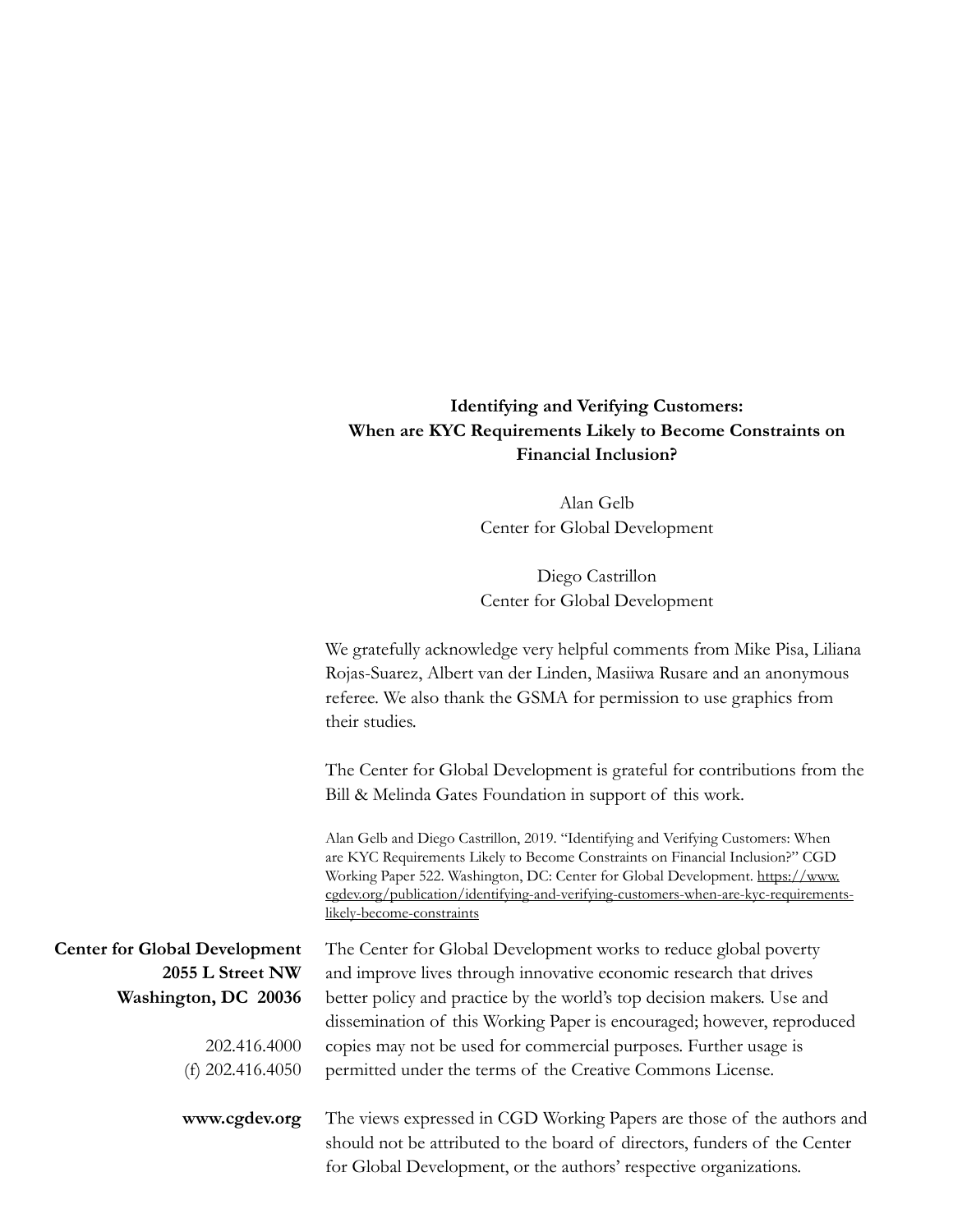**Identifying and Verifying Customers: When are KYC Requirements Likely to Become Constraints on Financial Inclusion?**

Alan Gelb
Center for Global Development

Diego Castrillon
Center for Global Development

We gratefully acknowledge very helpful comments from Mike Pisa, Liliana Rojas-Suarez, Albert van der Linden, Masiiwa Rusare and an anonymous referee. We also thank the GSMA for permission to use graphics from their studies.

The Center for Global Development is grateful for contributions from the Bill & Melinda Gates Foundation in support of this work.

Alan Gelb and Diego Castrillon, 2019. "Identifying and Verifying Customers: When are KYC Requirements Likely to Become Constraints on Financial Inclusion?" CGD Working Paper 522. Washington, DC: Center for Global Development. https://www.cgdev.org/publication/identifying-and-verifying-customers-when-are-kyc-requirements-likely-become-constraints

**Center for Global Development**
**2055 L Street NW**
**Washington, DC 20036**

202.416.4000
(f) 202.416.4050

**www.cgdev.org**

The Center for Global Development works to reduce global poverty and improve lives through innovative economic research that drives better policy and practice by the world's top decision makers. Use and dissemination of this Working Paper is encouraged; however, reproduced copies may not be used for commercial purposes. Further usage is permitted under the terms of the Creative Commons License.

The views expressed in CGD Working Papers are those of the authors and should not be attributed to the board of directors, funders of the Center for Global Development, or the authors' respective organizations.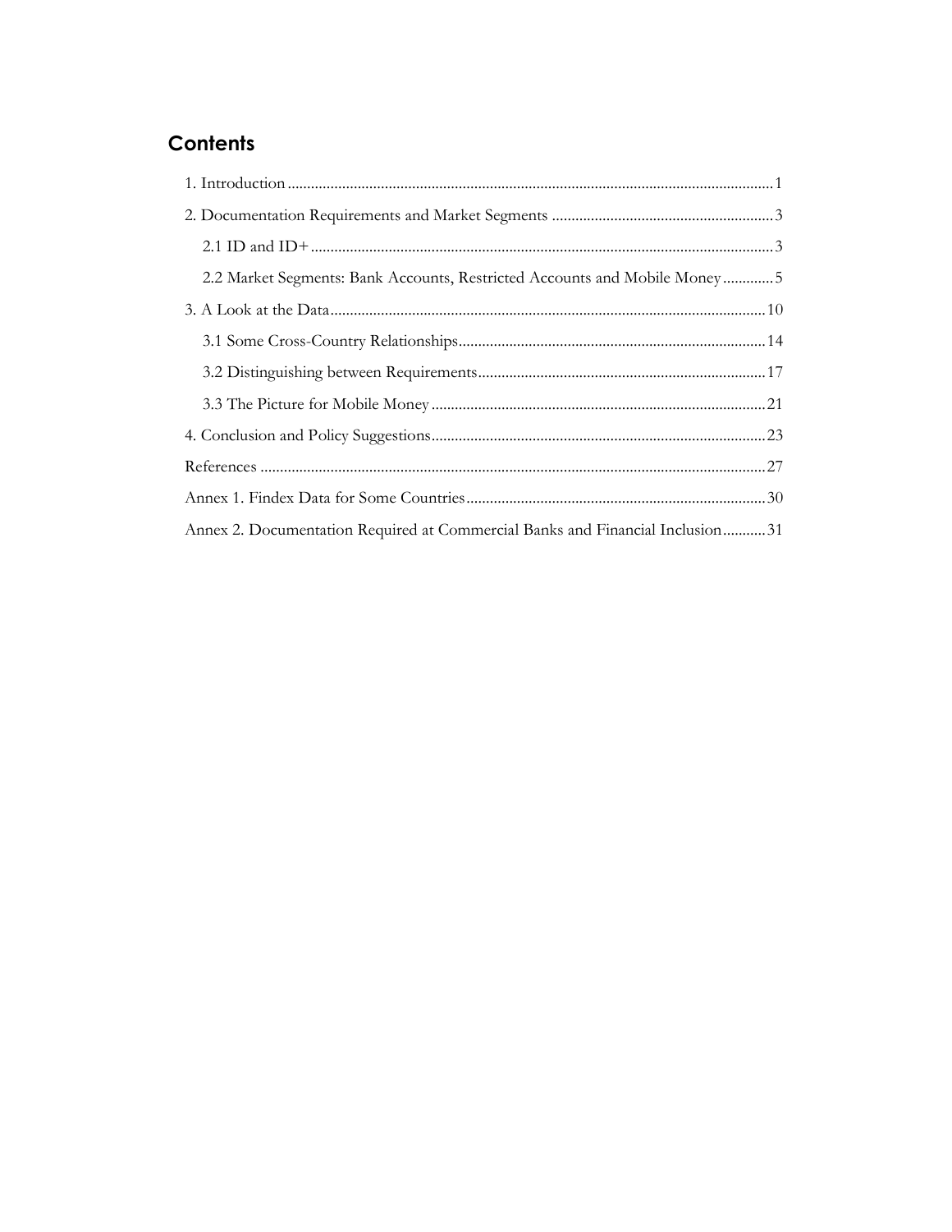## Contents

1. Introduction ............................................................................................................................1

2. Documentation Requirements and Market Segments .........................................................3

   2.1 ID and ID+ .......................................................................................................................3

   2.2 Market Segments: Bank Accounts, Restricted Accounts and Mobile Money .............5

3. A Look at the Data ...............................................................................................................10

   3.1 Some Cross-Country Relationships ..............................................................................14

   3.2 Distinguishing between Requirements .........................................................................17

   3.3 The Picture for Mobile Money .....................................................................................21

4. Conclusion and Policy Suggestions .....................................................................................23

References .................................................................................................................................27

Annex 1. Findex Data for Some Countries ............................................................................30

Annex 2. Documentation Required at Commercial Banks and Financial Inclusion ...........31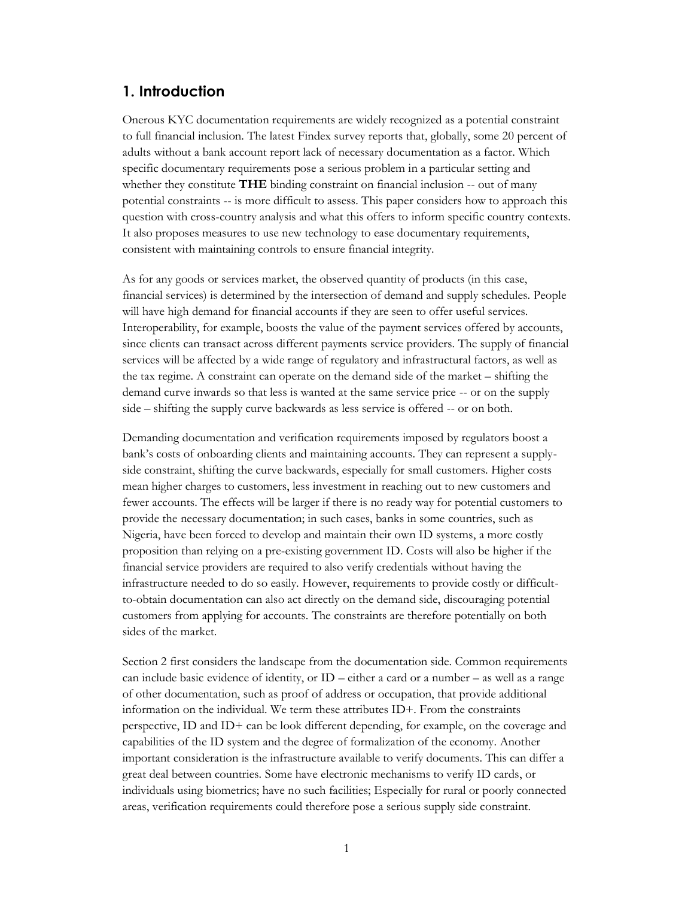## 1. Introduction

Onerous KYC documentation requirements are widely recognized as a potential constraint to full financial inclusion. The latest Findex survey reports that, globally, some 20 percent of adults without a bank account report lack of necessary documentation as a factor. Which specific documentary requirements pose a serious problem in a particular setting and whether they constitute **THE** binding constraint on financial inclusion -- out of many potential constraints -- is more difficult to assess. This paper considers how to approach this question with cross-country analysis and what this offers to inform specific country contexts. It also proposes measures to use new technology to ease documentary requirements, consistent with maintaining controls to ensure financial integrity.

As for any goods or services market, the observed quantity of products (in this case, financial services) is determined by the intersection of demand and supply schedules. People will have high demand for financial accounts if they are seen to offer useful services. Interoperability, for example, boosts the value of the payment services offered by accounts, since clients can transact across different payments service providers. The supply of financial services will be affected by a wide range of regulatory and infrastructural factors, as well as the tax regime. A constraint can operate on the demand side of the market – shifting the demand curve inwards so that less is wanted at the same service price -- or on the supply side – shifting the supply curve backwards as less service is offered -- or on both.

Demanding documentation and verification requirements imposed by regulators boost a bank's costs of onboarding clients and maintaining accounts. They can represent a supply-side constraint, shifting the curve backwards, especially for small customers. Higher costs mean higher charges to customers, less investment in reaching out to new customers and fewer accounts. The effects will be larger if there is no ready way for potential customers to provide the necessary documentation; in such cases, banks in some countries, such as Nigeria, have been forced to develop and maintain their own ID systems, a more costly proposition than relying on a pre-existing government ID. Costs will also be higher if the financial service providers are required to also verify credentials without having the infrastructure needed to do so easily. However, requirements to provide costly or difficult-to-obtain documentation can also act directly on the demand side, discouraging potential customers from applying for accounts. The constraints are therefore potentially on both sides of the market.

Section 2 first considers the landscape from the documentation side. Common requirements can include basic evidence of identity, or ID – either a card or a number – as well as a range of other documentation, such as proof of address or occupation, that provide additional information on the individual. We term these attributes ID+. From the constraints perspective, ID and ID+ can be look different depending, for example, on the coverage and capabilities of the ID system and the degree of formalization of the economy. Another important consideration is the infrastructure available to verify documents. This can differ a great deal between countries. Some have electronic mechanisms to verify ID cards, or individuals using biometrics; have no such facilities; Especially for rural or poorly connected areas, verification requirements could therefore pose a serious supply side constraint.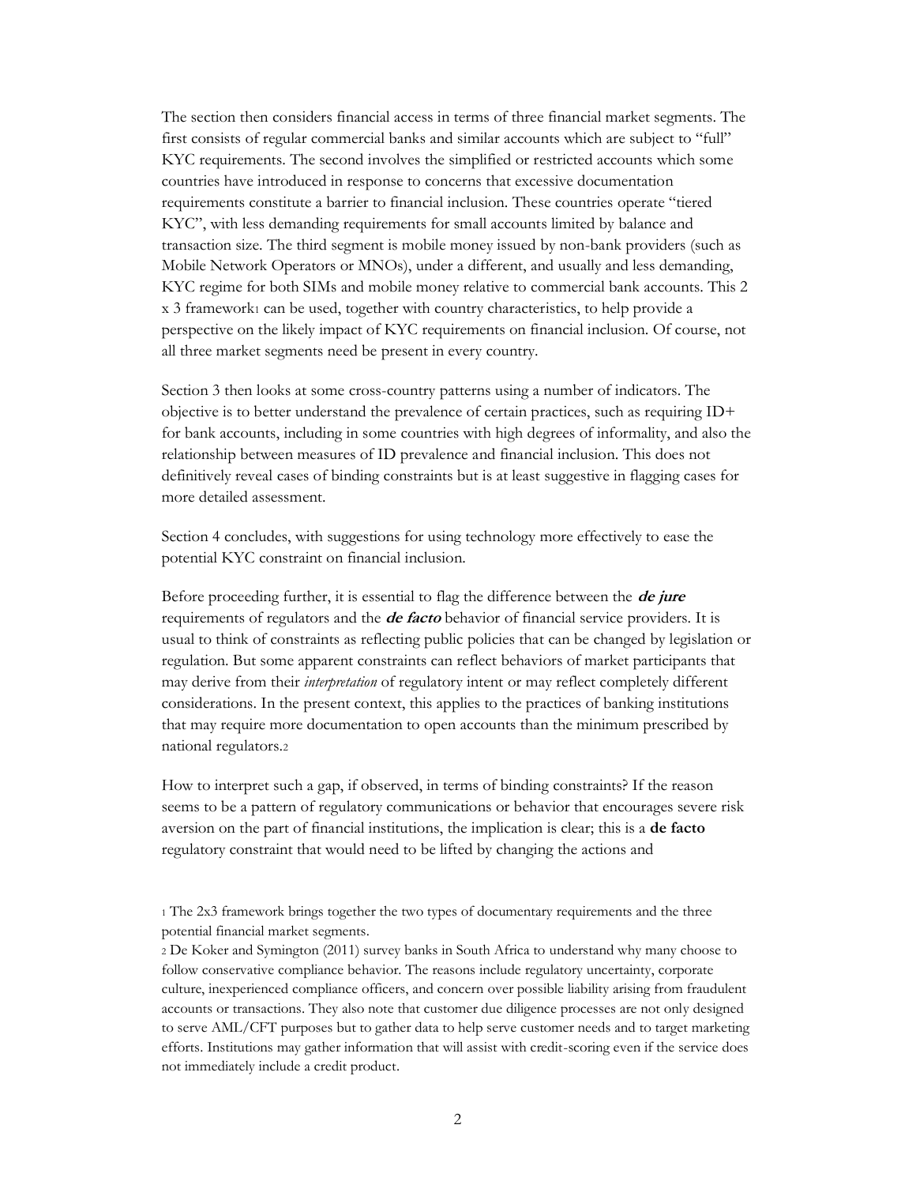The section then considers financial access in terms of three financial market segments. The first consists of regular commercial banks and similar accounts which are subject to "full" KYC requirements. The second involves the simplified or restricted accounts which some countries have introduced in response to concerns that excessive documentation requirements constitute a barrier to financial inclusion. These countries operate "tiered KYC", with less demanding requirements for small accounts limited by balance and transaction size. The third segment is mobile money issued by non-bank providers (such as Mobile Network Operators or MNOs), under a different, and usually and less demanding, KYC regime for both SIMs and mobile money relative to commercial bank accounts. This 2 x 3 framework[1] can be used, together with country characteristics, to help provide a perspective on the likely impact of KYC requirements on financial inclusion. Of course, not all three market segments need be present in every country.

Section 3 then looks at some cross-country patterns using a number of indicators. The objective is to better understand the prevalence of certain practices, such as requiring ID+ for bank accounts, including in some countries with high degrees of informality, and also the relationship between measures of ID prevalence and financial inclusion. This does not definitively reveal cases of binding constraints but is at least suggestive in flagging cases for more detailed assessment.

Section 4 concludes, with suggestions for using technology more effectively to ease the potential KYC constraint on financial inclusion.

Before proceeding further, it is essential to flag the difference between the ***de jure*** requirements of regulators and the ***de facto*** behavior of financial service providers. It is usual to think of constraints as reflecting public policies that can be changed by legislation or regulation. But some apparent constraints can reflect behaviors of market participants that may derive from their *interpretation* of regulatory intent or may reflect completely different considerations. In the present context, this applies to the practices of banking institutions that may require more documentation to open accounts than the minimum prescribed by national regulators.[2]

How to interpret such a gap, if observed, in terms of binding constraints? If the reason seems to be a pattern of regulatory communications or behavior that encourages severe risk aversion on the part of financial institutions, the implication is clear; this is a **de facto** regulatory constraint that would need to be lifted by changing the actions and

[1] The 2x3 framework brings together the two types of documentary requirements and the three potential financial market segments.

[2] De Koker and Symington (2011) survey banks in South Africa to understand why many choose to follow conservative compliance behavior. The reasons include regulatory uncertainty, corporate culture, inexperienced compliance officers, and concern over possible liability arising from fraudulent accounts or transactions. They also note that customer due diligence processes are not only designed to serve AML/CFT purposes but to gather data to help serve customer needs and to target marketing efforts. Institutions may gather information that will assist with credit-scoring even if the service does not immediately include a credit product.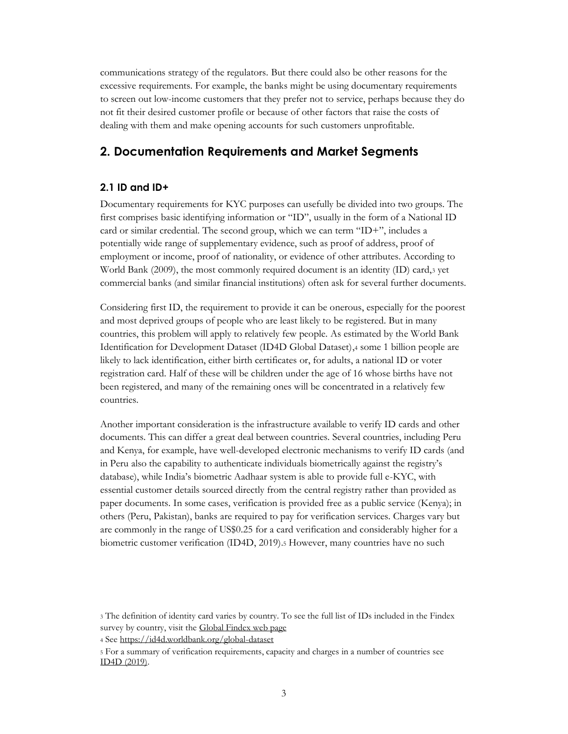communications strategy of the regulators. But there could also be other reasons for the excessive requirements. For example, the banks might be using documentary requirements to screen out low-income customers that they prefer not to service, perhaps because they do not fit their desired customer profile or because of other factors that raise the costs of dealing with them and make opening accounts for such customers unprofitable.

## 2. Documentation Requirements and Market Segments

### 2.1 ID and ID+

Documentary requirements for KYC purposes can usefully be divided into two groups. The first comprises basic identifying information or "ID", usually in the form of a National ID card or similar credential. The second group, which we can term "ID+", includes a potentially wide range of supplementary evidence, such as proof of address, proof of employment or income, proof of nationality, or evidence of other attributes. According to World Bank (2009), the most commonly required document is an identity (ID) card,[3] yet commercial banks (and similar financial institutions) often ask for several further documents.

Considering first ID, the requirement to provide it can be onerous, especially for the poorest and most deprived groups of people who are least likely to be registered. But in many countries, this problem will apply to relatively few people. As estimated by the World Bank Identification for Development Dataset (ID4D Global Dataset),[4] some 1 billion people are likely to lack identification, either birth certificates or, for adults, a national ID or voter registration card. Half of these will be children under the age of 16 whose births have not been registered, and many of the remaining ones will be concentrated in a relatively few countries.

Another important consideration is the infrastructure available to verify ID cards and other documents. This can differ a great deal between countries. Several countries, including Peru and Kenya, for example, have well-developed electronic mechanisms to verify ID cards (and in Peru also the capability to authenticate individuals biometrically against the registry's database), while India's biometric Aadhaar system is able to provide full e-KYC, with essential customer details sourced directly from the central registry rather than provided as paper documents. In some cases, verification is provided free as a public service (Kenya); in others (Peru, Pakistan), banks are required to pay for verification services. Charges vary but are commonly in the range of US$0.25 for a card verification and considerably higher for a biometric customer verification (ID4D, 2019).[5] However, many countries have no such

[3] The definition of identity card varies by country. To see the full list of IDs included in the Findex survey by country, visit the Global Findex web page

[4] See https://id4d.worldbank.org/global-dataset

[5] For a summary of verification requirements, capacity and charges in a number of countries see ID4D (2019).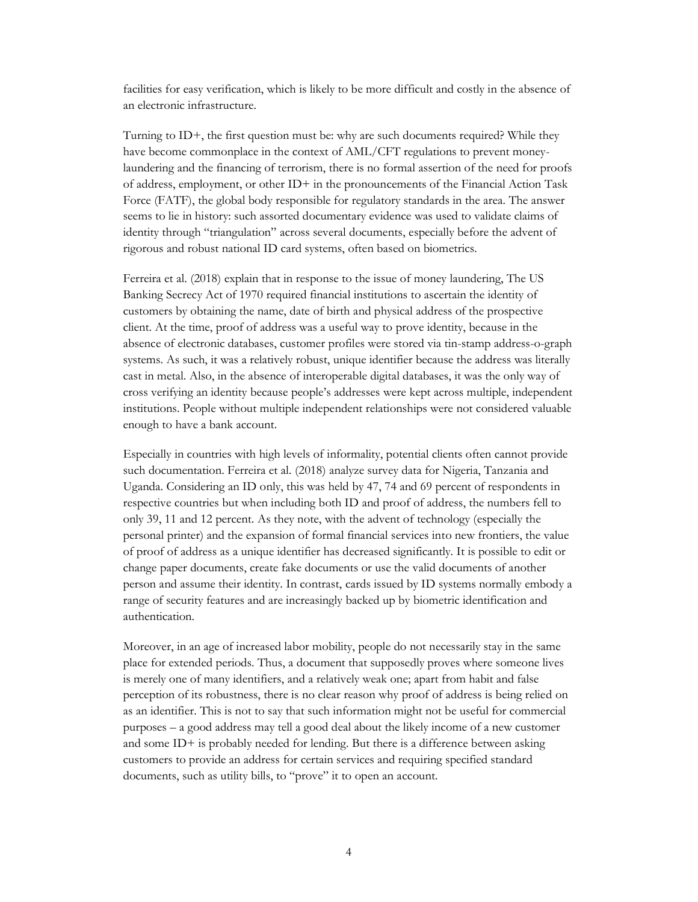facilities for easy verification, which is likely to be more difficult and costly in the absence of an electronic infrastructure.

Turning to ID+, the first question must be: why are such documents required? While they have become commonplace in the context of AML/CFT regulations to prevent money-laundering and the financing of terrorism, there is no formal assertion of the need for proofs of address, employment, or other ID+ in the pronouncements of the Financial Action Task Force (FATF), the global body responsible for regulatory standards in the area. The answer seems to lie in history: such assorted documentary evidence was used to validate claims of identity through "triangulation" across several documents, especially before the advent of rigorous and robust national ID card systems, often based on biometrics.

Ferreira et al. (2018) explain that in response to the issue of money laundering, The US Banking Secrecy Act of 1970 required financial institutions to ascertain the identity of customers by obtaining the name, date of birth and physical address of the prospective client. At the time, proof of address was a useful way to prove identity, because in the absence of electronic databases, customer profiles were stored via tin-stamp address-o-graph systems. As such, it was a relatively robust, unique identifier because the address was literally cast in metal. Also, in the absence of interoperable digital databases, it was the only way of cross verifying an identity because people's addresses were kept across multiple, independent institutions. People without multiple independent relationships were not considered valuable enough to have a bank account.

Especially in countries with high levels of informality, potential clients often cannot provide such documentation. Ferreira et al. (2018) analyze survey data for Nigeria, Tanzania and Uganda. Considering an ID only, this was held by 47, 74 and 69 percent of respondents in respective countries but when including both ID and proof of address, the numbers fell to only 39, 11 and 12 percent. As they note, with the advent of technology (especially the personal printer) and the expansion of formal financial services into new frontiers, the value of proof of address as a unique identifier has decreased significantly. It is possible to edit or change paper documents, create fake documents or use the valid documents of another person and assume their identity. In contrast, cards issued by ID systems normally embody a range of security features and are increasingly backed up by biometric identification and authentication.

Moreover, in an age of increased labor mobility, people do not necessarily stay in the same place for extended periods. Thus, a document that supposedly proves where someone lives is merely one of many identifiers, and a relatively weak one; apart from habit and false perception of its robustness, there is no clear reason why proof of address is being relied on as an identifier. This is not to say that such information might not be useful for commercial purposes – a good address may tell a good deal about the likely income of a new customer and some ID+ is probably needed for lending. But there is a difference between asking customers to provide an address for certain services and requiring specified standard documents, such as utility bills, to "prove" it to open an account.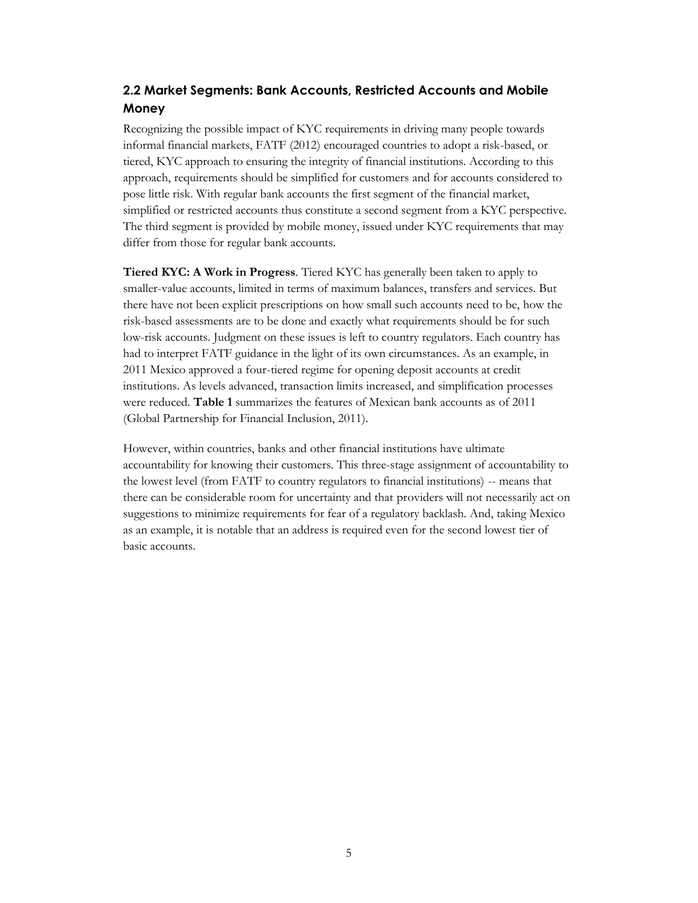## 2.2 Market Segments: Bank Accounts, Restricted Accounts and Mobile Money

Recognizing the possible impact of KYC requirements in driving many people towards informal financial markets, FATF (2012) encouraged countries to adopt a risk-based, or tiered, KYC approach to ensuring the integrity of financial institutions. According to this approach, requirements should be simplified for customers and for accounts considered to pose little risk. With regular bank accounts the first segment of the financial market, simplified or restricted accounts thus constitute a second segment from a KYC perspective. The third segment is provided by mobile money, issued under KYC requirements that may differ from those for regular bank accounts.

**Tiered KYC: A Work in Progress**. Tiered KYC has generally been taken to apply to smaller-value accounts, limited in terms of maximum balances, transfers and services. But there have not been explicit prescriptions on how small such accounts need to be, how the risk-based assessments are to be done and exactly what requirements should be for such low-risk accounts. Judgment on these issues is left to country regulators. Each country has had to interpret FATF guidance in the light of its own circumstances. As an example, in 2011 Mexico approved a four-tiered regime for opening deposit accounts at credit institutions. As levels advanced, transaction limits increased, and simplification processes were reduced. **Table 1** summarizes the features of Mexican bank accounts as of 2011 (Global Partnership for Financial Inclusion, 2011).

However, within countries, banks and other financial institutions have ultimate accountability for knowing their customers. This three-stage assignment of accountability to the lowest level (from FATF to country regulators to financial institutions) -- means that there can be considerable room for uncertainty and that providers will not necessarily act on suggestions to minimize requirements for fear of a regulatory backlash. And, taking Mexico as an example, it is notable that an address is required even for the second lowest tier of basic accounts.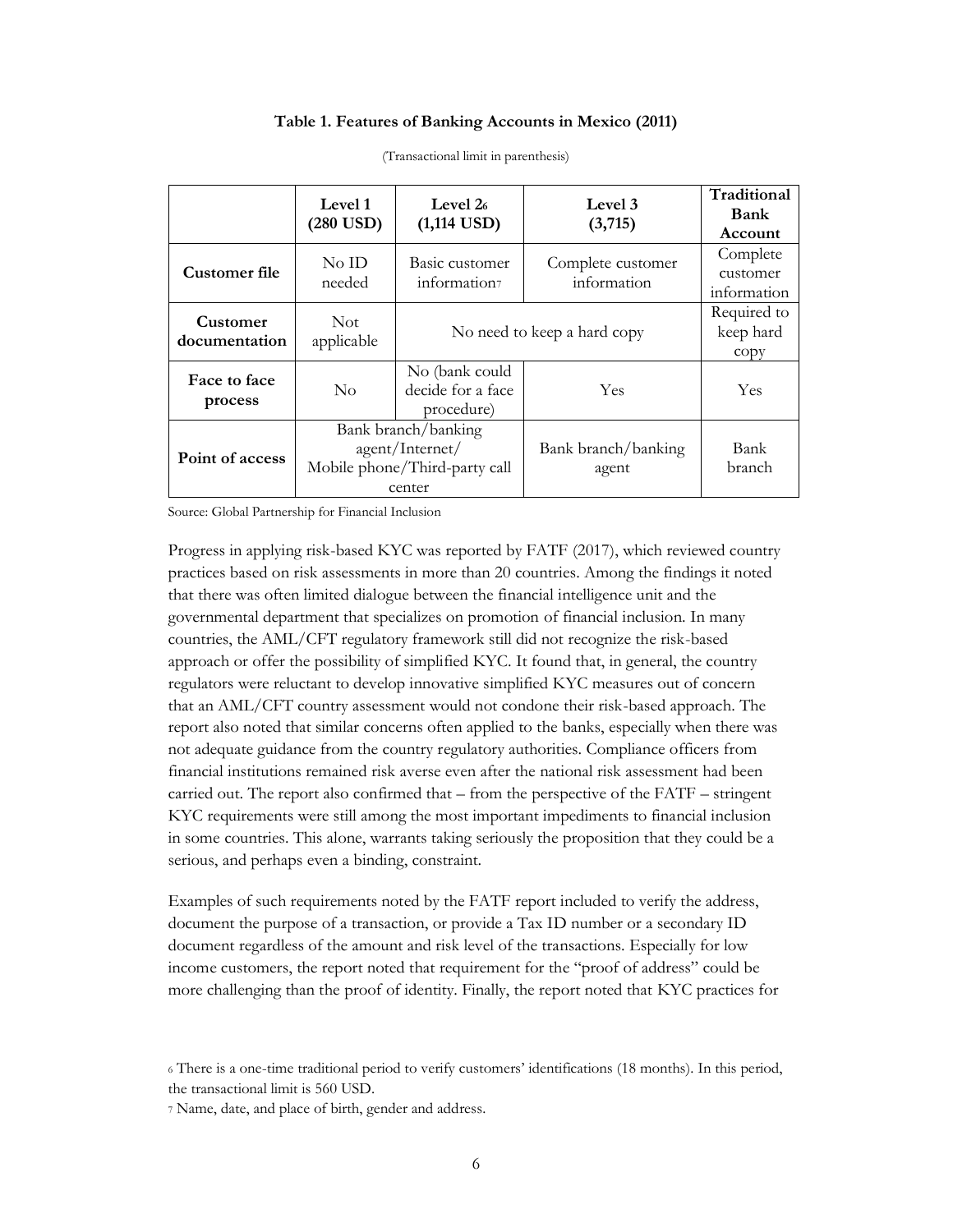**Table 1. Features of Banking Accounts in Mexico (2011)**

(Transactional limit in parenthesis)

| | Level 1 (280 USD) | Level 2[6] (1,114 USD) | Level 3 (3,715) | Traditional Bank Account |
|---|---|---|---|---|
| **Customer file** | No ID needed | Basic customer information[7] | Complete customer information | Complete customer information |
| **Customer documentation** | Not applicable | No need to keep a hard copy | | Required to keep hard copy |
| **Face to face process** | No | No (bank could decide for a face procedure) | Yes | Yes |
| **Point of access** | Bank branch/banking agent/Internet/ Mobile phone/Third-party call center | | Bank branch/banking agent | Bank branch |

Source: Global Partnership for Financial Inclusion

Progress in applying risk-based KYC was reported by FATF (2017), which reviewed country practices based on risk assessments in more than 20 countries. Among the findings it noted that there was often limited dialogue between the financial intelligence unit and the governmental department that specializes on promotion of financial inclusion. In many countries, the AML/CFT regulatory framework still did not recognize the risk-based approach or offer the possibility of simplified KYC. It found that, in general, the country regulators were reluctant to develop innovative simplified KYC measures out of concern that an AML/CFT country assessment would not condone their risk-based approach. The report also noted that similar concerns often applied to the banks, especially when there was not adequate guidance from the country regulatory authorities. Compliance officers from financial institutions remained risk averse even after the national risk assessment had been carried out. The report also confirmed that – from the perspective of the FATF – stringent KYC requirements were still among the most important impediments to financial inclusion in some countries. This alone, warrants taking seriously the proposition that they could be a serious, and perhaps even a binding, constraint.

Examples of such requirements noted by the FATF report included to verify the address, document the purpose of a transaction, or provide a Tax ID number or a secondary ID document regardless of the amount and risk level of the transactions. Especially for low income customers, the report noted that requirement for the "proof of address" could be more challenging than the proof of identity. Finally, the report noted that KYC practices for

[6] There is a one-time traditional period to verify customers' identifications (18 months). In this period, the transactional limit is 560 USD.

[7] Name, date, and place of birth, gender and address.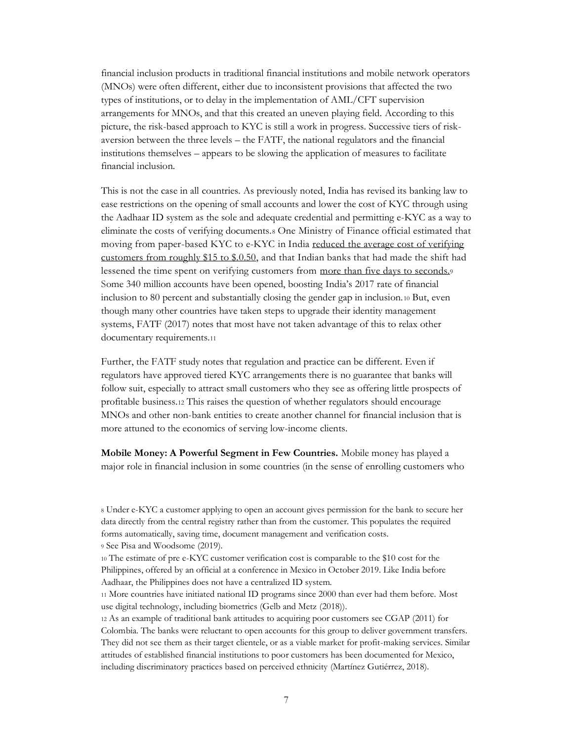financial inclusion products in traditional financial institutions and mobile network operators (MNOs) were often different, either due to inconsistent provisions that affected the two types of institutions, or to delay in the implementation of AML/CFT supervision arrangements for MNOs, and that this created an uneven playing field. According to this picture, the risk-based approach to KYC is still a work in progress. Successive tiers of risk-aversion between the three levels – the FATF, the national regulators and the financial institutions themselves – appears to be slowing the application of measures to facilitate financial inclusion.

This is not the case in all countries. As previously noted, India has revised its banking law to ease restrictions on the opening of small accounts and lower the cost of KYC through using the Aadhaar ID system as the sole and adequate credential and permitting e-KYC as a way to eliminate the costs of verifying documents.[8] One Ministry of Finance official estimated that moving from paper-based KYC to e-KYC in India reduced the average cost of verifying customers from roughly $15 to $.0.50, and that Indian banks that had made the shift had lessened the time spent on verifying customers from more than five days to seconds.[9] Some 340 million accounts have been opened, boosting India's 2017 rate of financial inclusion to 80 percent and substantially closing the gender gap in inclusion.[10] But, even though many other countries have taken steps to upgrade their identity management systems, FATF (2017) notes that most have not taken advantage of this to relax other documentary requirements.[11]

Further, the FATF study notes that regulation and practice can be different. Even if regulators have approved tiered KYC arrangements there is no guarantee that banks will follow suit, especially to attract small customers who they see as offering little prospects of profitable business.[12] This raises the question of whether regulators should encourage MNOs and other non-bank entities to create another channel for financial inclusion that is more attuned to the economics of serving low-income clients.

**Mobile Money: A Powerful Segment in Few Countries.** Mobile money has played a major role in financial inclusion in some countries (in the sense of enrolling customers who

[8] Under e-KYC a customer applying to open an account gives permission for the bank to secure her data directly from the central registry rather than from the customer. This populates the required forms automatically, saving time, document management and verification costs.

[9] See Pisa and Woodsome (2019).

[10] The estimate of pre e-KYC customer verification cost is comparable to the $10 cost for the Philippines, offered by an official at a conference in Mexico in October 2019. Like India before Aadhaar, the Philippines does not have a centralized ID system.

[11] More countries have initiated national ID programs since 2000 than ever had them before. Most use digital technology, including biometrics (Gelb and Metz (2018)).

[12] As an example of traditional bank attitudes to acquiring poor customers see CGAP (2011) for Colombia. The banks were reluctant to open accounts for this group to deliver government transfers. They did not see them as their target clientele, or as a viable market for profit-making services. Similar attitudes of established financial institutions to poor customers has been documented for Mexico, including discriminatory practices based on perceived ethnicity (Martínez Gutiérrez, 2018).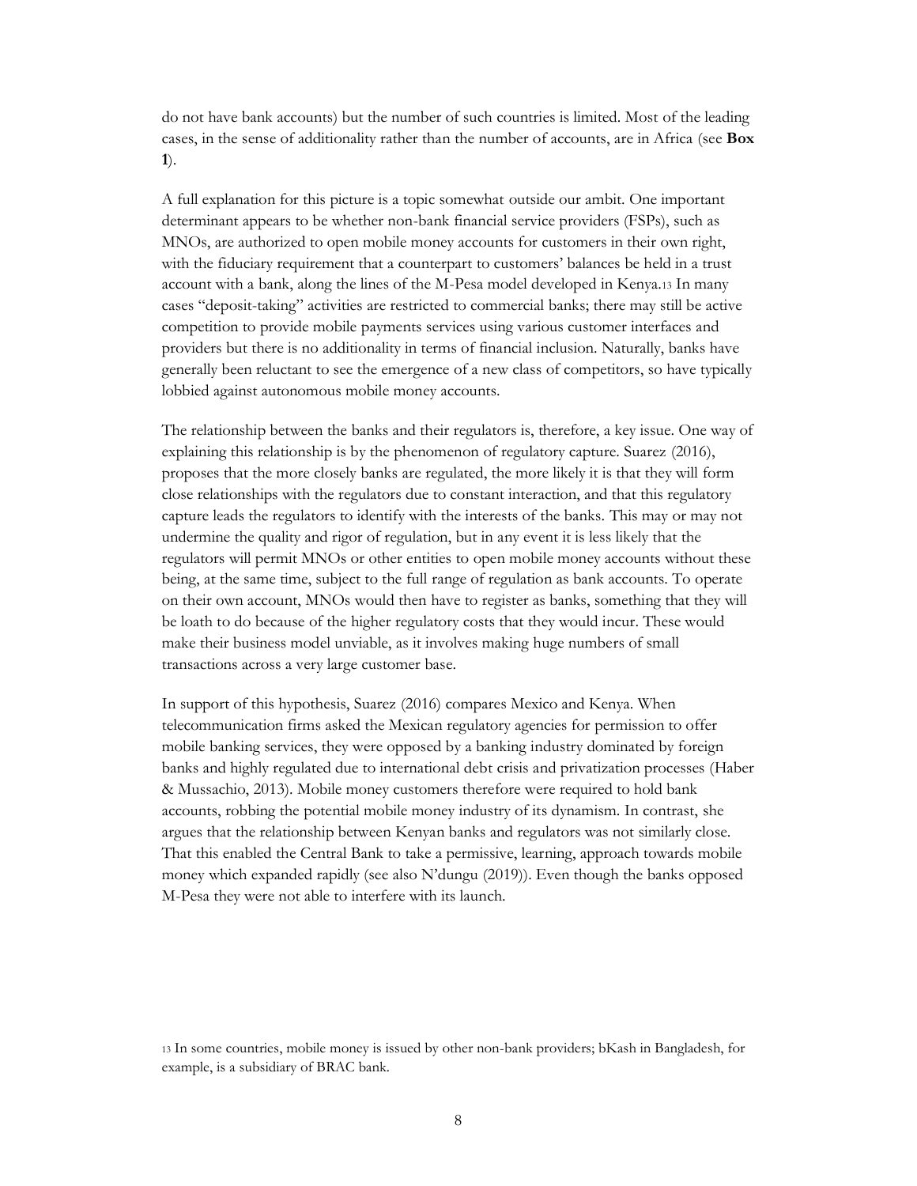do not have bank accounts) but the number of such countries is limited. Most of the leading cases, in the sense of additionality rather than the number of accounts, are in Africa (see **Box 1**).

A full explanation for this picture is a topic somewhat outside our ambit. One important determinant appears to be whether non-bank financial service providers (FSPs), such as MNOs, are authorized to open mobile money accounts for customers in their own right, with the fiduciary requirement that a counterpart to customers' balances be held in a trust account with a bank, along the lines of the M-Pesa model developed in Kenya.[13] In many cases "deposit-taking" activities are restricted to commercial banks; there may still be active competition to provide mobile payments services using various customer interfaces and providers but there is no additionality in terms of financial inclusion. Naturally, banks have generally been reluctant to see the emergence of a new class of competitors, so have typically lobbied against autonomous mobile money accounts.

The relationship between the banks and their regulators is, therefore, a key issue. One way of explaining this relationship is by the phenomenon of regulatory capture. Suarez (2016), proposes that the more closely banks are regulated, the more likely it is that they will form close relationships with the regulators due to constant interaction, and that this regulatory capture leads the regulators to identify with the interests of the banks. This may or may not undermine the quality and rigor of regulation, but in any event it is less likely that the regulators will permit MNOs or other entities to open mobile money accounts without these being, at the same time, subject to the full range of regulation as bank accounts. To operate on their own account, MNOs would then have to register as banks, something that they will be loath to do because of the higher regulatory costs that they would incur. These would make their business model unviable, as it involves making huge numbers of small transactions across a very large customer base.

In support of this hypothesis, Suarez (2016) compares Mexico and Kenya. When telecommunication firms asked the Mexican regulatory agencies for permission to offer mobile banking services, they were opposed by a banking industry dominated by foreign banks and highly regulated due to international debt crisis and privatization processes (Haber & Mussachio, 2013). Mobile money customers therefore were required to hold bank accounts, robbing the potential mobile money industry of its dynamism. In contrast, she argues that the relationship between Kenyan banks and regulators was not similarly close. That this enabled the Central Bank to take a permissive, learning, approach towards mobile money which expanded rapidly (see also N'dungu (2019)). Even though the banks opposed M-Pesa they were not able to interfere with its launch.

[13] In some countries, mobile money is issued by other non-bank providers; bKash in Bangladesh, for example, is a subsidiary of BRAC bank.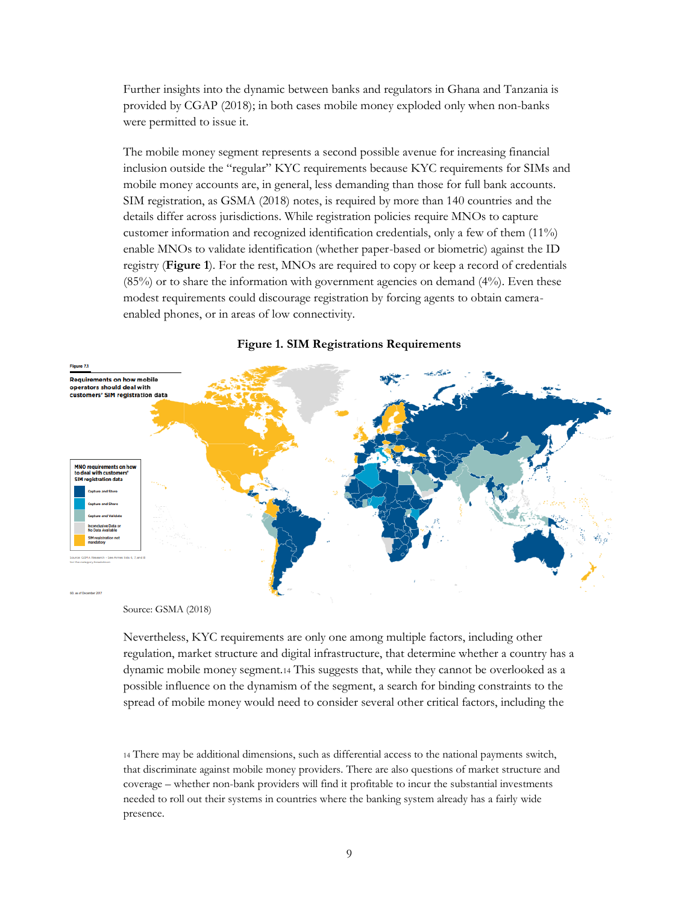Further insights into the dynamic between banks and regulators in Ghana and Tanzania is provided by CGAP (2018); in both cases mobile money exploded only when non-banks were permitted to issue it.

The mobile money segment represents a second possible avenue for increasing financial inclusion outside the "regular" KYC requirements because KYC requirements for SIMs and mobile money accounts are, in general, less demanding than those for full bank accounts. SIM registration, as GSMA (2018) notes, is required by more than 140 countries and the details differ across jurisdictions. While registration policies require MNOs to capture customer information and recognized identification credentials, only a few of them (11%) enable MNOs to validate identification (whether paper-based or biometric) against the ID registry (**Figure 1**). For the rest, MNOs are required to copy or keep a record of credentials (85%) or to share the information with government agencies on demand (4%). Even these modest requirements could discourage registration by forcing agents to obtain camera-enabled phones, or in areas of low connectivity.

**Figure 1. SIM Registrations Requirements**

Source: GSMA (2018)

Nevertheless, KYC requirements are only one among multiple factors, including other regulation, market structure and digital infrastructure, that determine whether a country has a dynamic mobile money segment.[14] This suggests that, while they cannot be overlooked as a possible influence on the dynamism of the segment, a search for binding constraints to the spread of mobile money would need to consider several other critical factors, including the

[14] There may be additional dimensions, such as differential access to the national payments switch, that discriminate against mobile money providers. There are also questions of market structure and coverage – whether non-bank providers will find it profitable to incur the substantial investments needed to roll out their systems in countries where the banking system already has a fairly wide presence.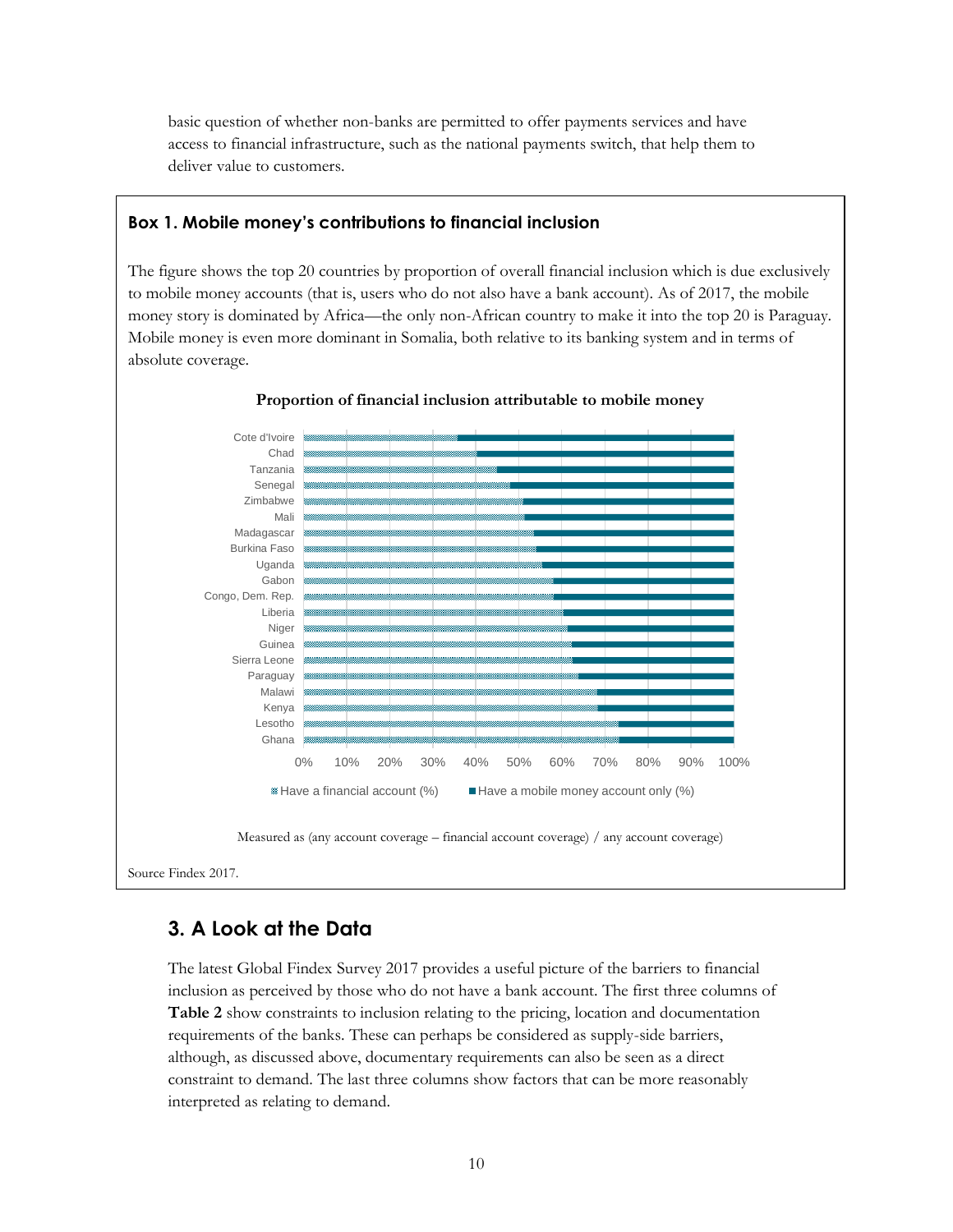basic question of whether non-banks are permitted to offer payments services and have access to financial infrastructure, such as the national payments switch, that help them to deliver value to customers.

### Box 1. Mobile money's contributions to financial inclusion

The figure shows the top 20 countries by proportion of overall financial inclusion which is due exclusively to mobile money accounts (that is, users who do not also have a bank account). As of 2017, the mobile money story is dominated by Africa—the only non-African country to make it into the top 20 is Paraguay. Mobile money is even more dominant in Somalia, both relative to its banking system and in terms of absolute coverage.

**Proportion of financial inclusion attributable to mobile money**

Measured as (any account coverage – financial account coverage) / any account coverage)

Source Findex 2017.

## 3. A Look at the Data

The latest Global Findex Survey 2017 provides a useful picture of the barriers to financial inclusion as perceived by those who do not have a bank account. The first three columns of **Table 2** show constraints to inclusion relating to the pricing, location and documentation requirements of the banks. These can perhaps be considered as supply-side barriers, although, as discussed above, documentary requirements can also be seen as a direct constraint to demand. The last three columns show factors that can be more reasonably interpreted as relating to demand.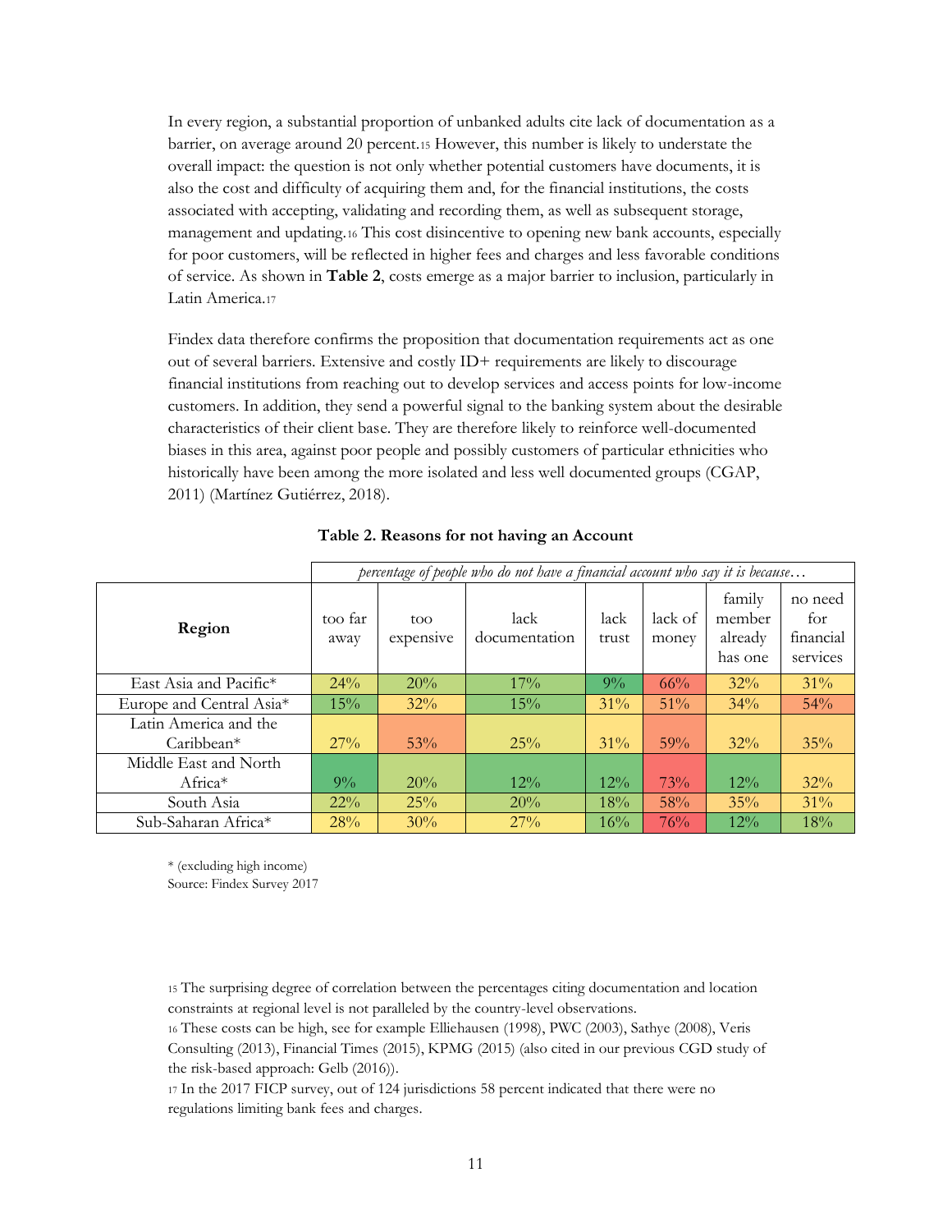In every region, a substantial proportion of unbanked adults cite lack of documentation as a barrier, on average around 20 percent.[15] However, this number is likely to understate the overall impact: the question is not only whether potential customers have documents, it is also the cost and difficulty of acquiring them and, for the financial institutions, the costs associated with accepting, validating and recording them, as well as subsequent storage, management and updating.[16] This cost disincentive to opening new bank accounts, especially for poor customers, will be reflected in higher fees and charges and less favorable conditions of service. As shown in **Table 2**, costs emerge as a major barrier to inclusion, particularly in Latin America.[17]

Findex data therefore confirms the proposition that documentation requirements act as one out of several barriers. Extensive and costly ID+ requirements are likely to discourage financial institutions from reaching out to develop services and access points for low-income customers. In addition, they send a powerful signal to the banking system about the desirable characteristics of their client base. They are therefore likely to reinforce well-documented biases in this area, against poor people and possibly customers of particular ethnicities who historically have been among the more isolated and less well documented groups (CGAP, 2011) (Martínez Gutiérrez, 2018).

**Table 2. Reasons for not having an Account**

| | *percentage of people who do not have a financial account who say it is because…* | | | | | | |
|---|---|---|---|---|---|---|---|
| **Region** | too far away | too expensive | lack documentation | lack trust | lack of money | family member already has one | no need for financial services |
| East Asia and Pacific* | 24% | 20% | 17% | 9% | 66% | 32% | 31% |
| Europe and Central Asia* | 15% | 32% | 15% | 31% | 51% | 34% | 54% |
| Latin America and the Caribbean* | 27% | 53% | 25% | 31% | 59% | 32% | 35% |
| Middle East and North Africa* | 9% | 20% | 12% | 12% | 73% | 12% | 32% |
| South Asia | 22% | 25% | 20% | 18% | 58% | 35% | 31% |
| Sub-Saharan Africa* | 28% | 30% | 27% | 16% | 76% | 12% | 18% |

* (excluding high income)
Source: Findex Survey 2017

[15] The surprising degree of correlation between the percentages citing documentation and location constraints at regional level is not paralleled by the country-level observations.
[16] These costs can be high, see for example Elliehausen (1998), PWC (2003), Sathye (2008), Veris Consulting (2013), Financial Times (2015), KPMG (2015) (also cited in our previous CGD study of the risk-based approach: Gelb (2016)).
[17] In the 2017 FICP survey, out of 124 jurisdictions 58 percent indicated that there were no regulations limiting bank fees and charges.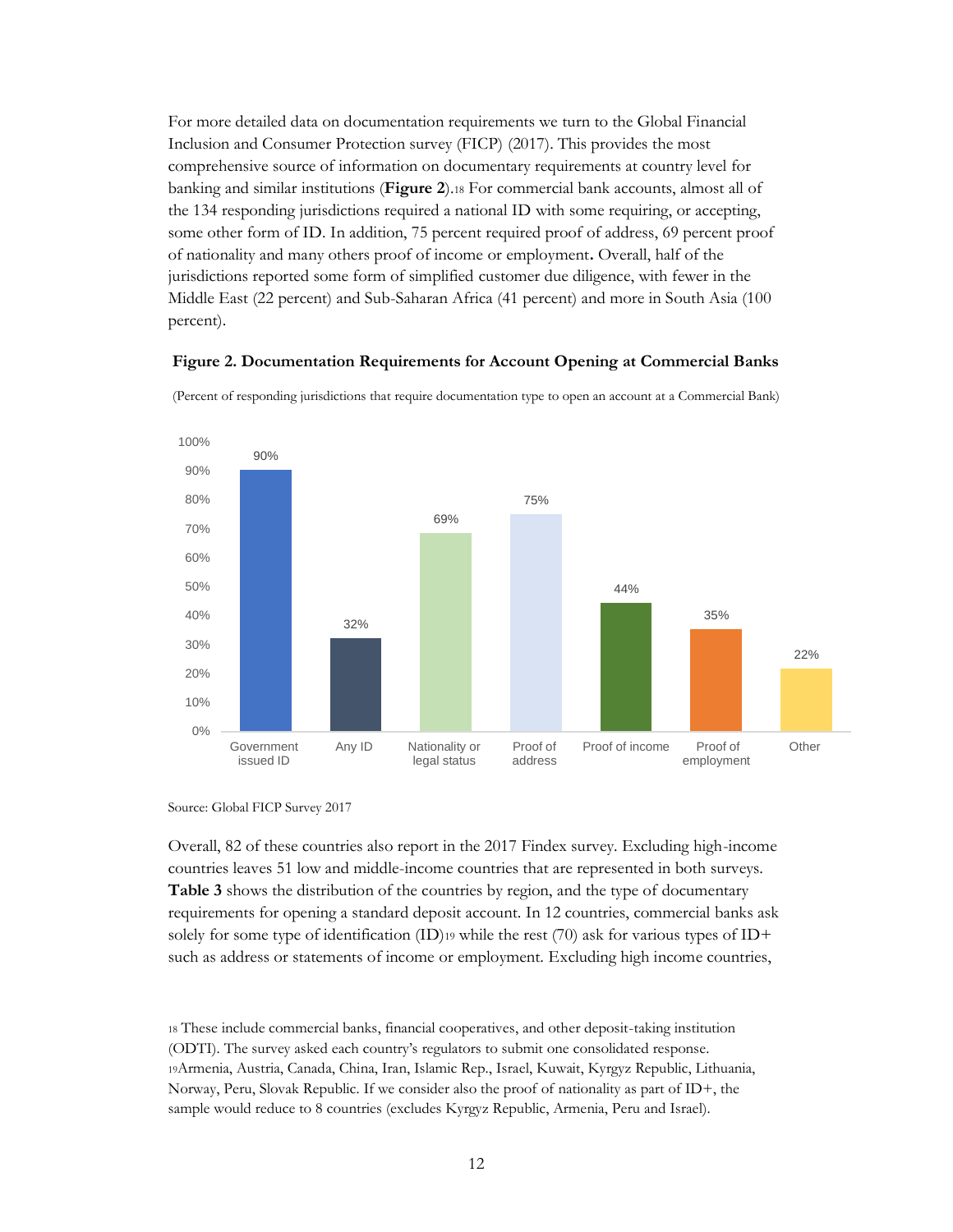For more detailed data on documentation requirements we turn to the Global Financial Inclusion and Consumer Protection survey (FICP) (2017). This provides the most comprehensive source of information on documentary requirements at country level for banking and similar institutions (**Figure 2**).[18] For commercial bank accounts, almost all of the 134 responding jurisdictions required a national ID with some requiring, or accepting, some other form of ID. In addition, 75 percent required proof of address, 69 percent proof of nationality and many others proof of income or employment**.** Overall, half of the jurisdictions reported some form of simplified customer due diligence, with fewer in the Middle East (22 percent) and Sub-Saharan Africa (41 percent) and more in South Asia (100 percent).

**Figure 2. Documentation Requirements for Account Opening at Commercial Banks**

(Percent of responding jurisdictions that require documentation type to open an account at a Commercial Bank)

| Documentation type | Percent |
|---|---|
| Government issued ID | 90% |
| Any ID | 32% |
| Nationality or legal status | 69% |
| Proof of address | 75% |
| Proof of income | 44% |
| Proof of employment | 35% |
| Other | 22% |

Source: Global FICP Survey 2017

Overall, 82 of these countries also report in the 2017 Findex survey. Excluding high-income countries leaves 51 low and middle-income countries that are represented in both surveys. **Table 3** shows the distribution of the countries by region, and the type of documentary requirements for opening a standard deposit account. In 12 countries, commercial banks ask solely for some type of identification (ID)[19] while the rest (70) ask for various types of ID+ such as address or statements of income or employment. Excluding high income countries,

[18] These include commercial banks, financial cooperatives, and other deposit-taking institution (ODTI). The survey asked each country's regulators to submit one consolidated response.

[19] Armenia, Austria, Canada, China, Iran, Islamic Rep., Israel, Kuwait, Kyrgyz Republic, Lithuania, Norway, Peru, Slovak Republic. If we consider also the proof of nationality as part of ID+, the sample would reduce to 8 countries (excludes Kyrgyz Republic, Armenia, Peru and Israel).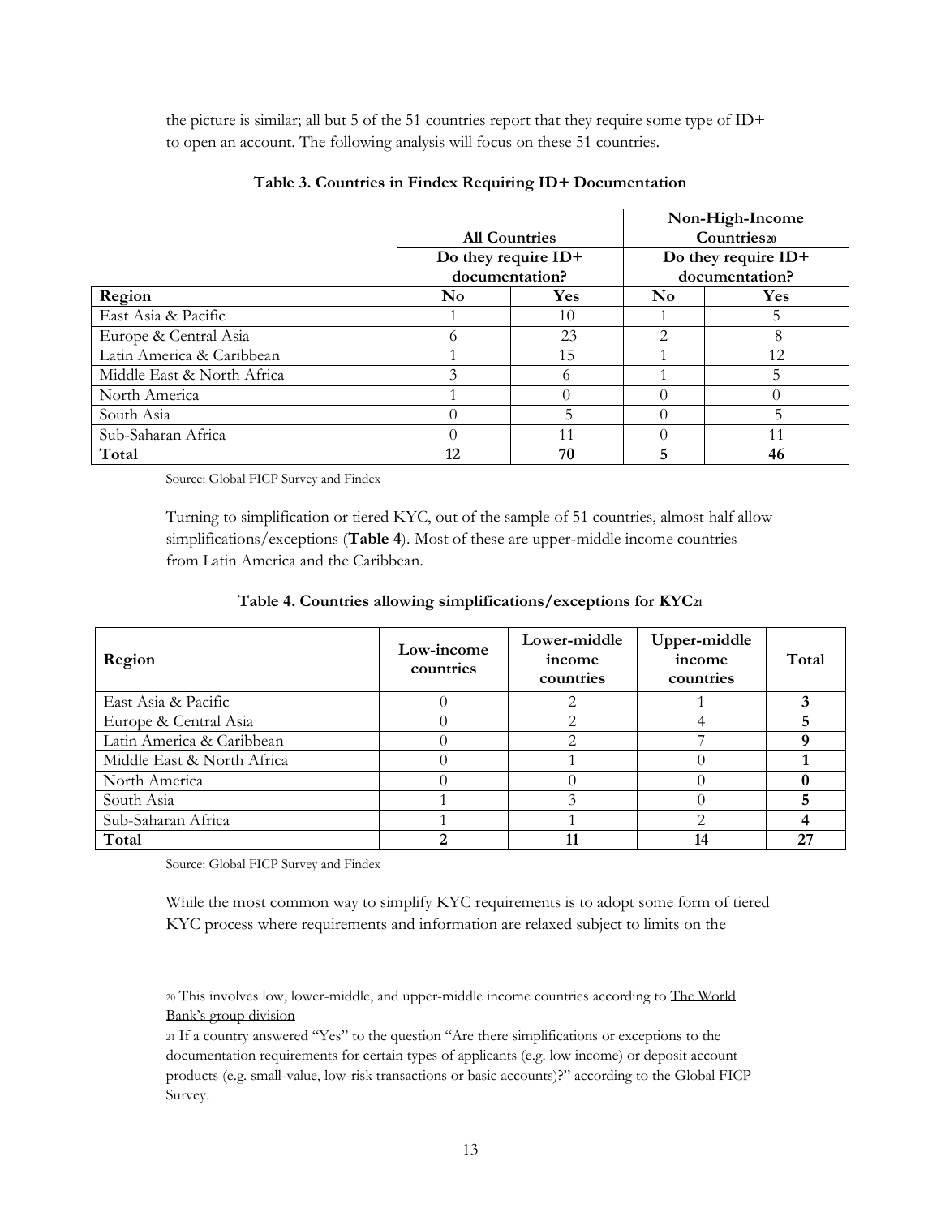the picture is similar; all but 5 of the 51 countries report that they require some type of ID+ to open an account. The following analysis will focus on these 51 countries.

**Table 3. Countries in Findex Requiring ID+ Documentation**

| | All Countries | | Non-High-Income Countries[20] | |
|---|---|---|---|---|
| | Do they require ID+ documentation? | | Do they require ID+ documentation? | |
| **Region** | **No** | **Yes** | **No** | **Yes** |
| East Asia & Pacific | 1 | 10 | 1 | 5 |
| Europe & Central Asia | 6 | 23 | 2 | 8 |
| Latin America & Caribbean | 1 | 15 | 1 | 12 |
| Middle East & North Africa | 3 | 6 | 1 | 5 |
| North America | 1 | 0 | 0 | 0 |
| South Asia | 0 | 5 | 0 | 5 |
| Sub-Saharan Africa | 0 | 11 | 0 | 11 |
| **Total** | **12** | **70** | **5** | **46** |

Source: Global FICP Survey and Findex

Turning to simplification or tiered KYC, out of the sample of 51 countries, almost half allow simplifications/exceptions (**Table 4**). Most of these are upper-middle income countries from Latin America and the Caribbean.

**Table 4. Countries allowing simplifications/exceptions for KYC[21]**

| Region | Low-income countries | Lower-middle income countries | Upper-middle income countries | Total |
|---|---|---|---|---|
| East Asia & Pacific | 0 | 2 | 1 | **3** |
| Europe & Central Asia | 0 | 2 | 4 | **5** |
| Latin America & Caribbean | 0 | 2 | 7 | **9** |
| Middle East & North Africa | 0 | 1 | 0 | **1** |
| North America | 0 | 0 | 0 | **0** |
| South Asia | 1 | 3 | 0 | **5** |
| Sub-Saharan Africa | 1 | 1 | 2 | **4** |
| **Total** | **2** | **11** | **14** | **27** |

Source: Global FICP Survey and Findex

While the most common way to simplify KYC requirements is to adopt some form of tiered KYC process where requirements and information are relaxed subject to limits on the

[20] This involves low, lower-middle, and upper-middle income countries according to The World Bank's group division

[21] If a country answered "Yes" to the question "Are there simplifications or exceptions to the documentation requirements for certain types of applicants (e.g. low income) or deposit account products (e.g. small-value, low-risk transactions or basic accounts)?" according to the Global FICP Survey.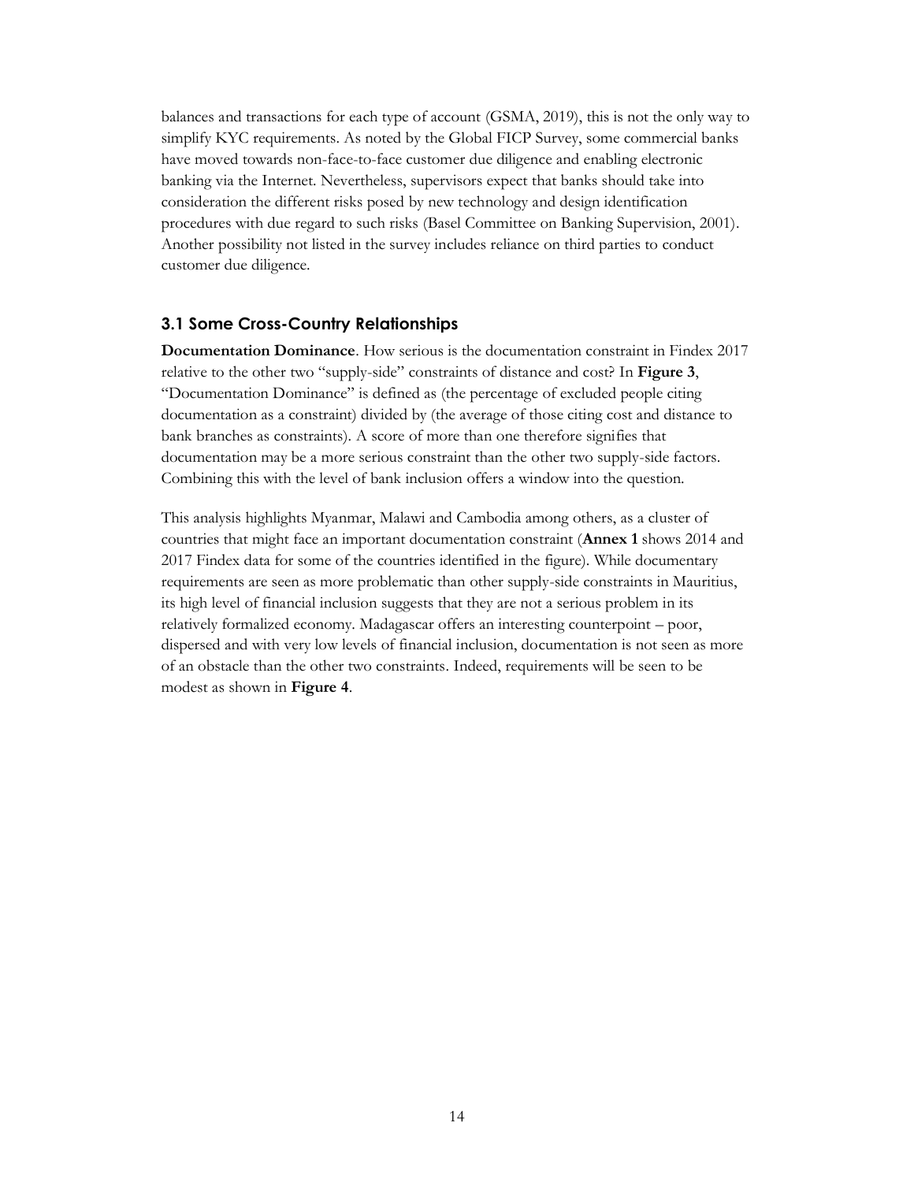balances and transactions for each type of account (GSMA, 2019), this is not the only way to simplify KYC requirements. As noted by the Global FICP Survey, some commercial banks have moved towards non-face-to-face customer due diligence and enabling electronic banking via the Internet. Nevertheless, supervisors expect that banks should take into consideration the different risks posed by new technology and design identification procedures with due regard to such risks (Basel Committee on Banking Supervision, 2001). Another possibility not listed in the survey includes reliance on third parties to conduct customer due diligence.

### 3.1 Some Cross-Country Relationships

**Documentation Dominance**. How serious is the documentation constraint in Findex 2017 relative to the other two "supply-side" constraints of distance and cost? In **Figure 3**, "Documentation Dominance" is defined as (the percentage of excluded people citing documentation as a constraint) divided by (the average of those citing cost and distance to bank branches as constraints). A score of more than one therefore signifies that documentation may be a more serious constraint than the other two supply-side factors. Combining this with the level of bank inclusion offers a window into the question.

This analysis highlights Myanmar, Malawi and Cambodia among others, as a cluster of countries that might face an important documentation constraint (**Annex 1** shows 2014 and 2017 Findex data for some of the countries identified in the figure). While documentary requirements are seen as more problematic than other supply-side constraints in Mauritius, its high level of financial inclusion suggests that they are not a serious problem in its relatively formalized economy. Madagascar offers an interesting counterpoint – poor, dispersed and with very low levels of financial inclusion, documentation is not seen as more of an obstacle than the other two constraints. Indeed, requirements will be seen to be modest as shown in **Figure 4**.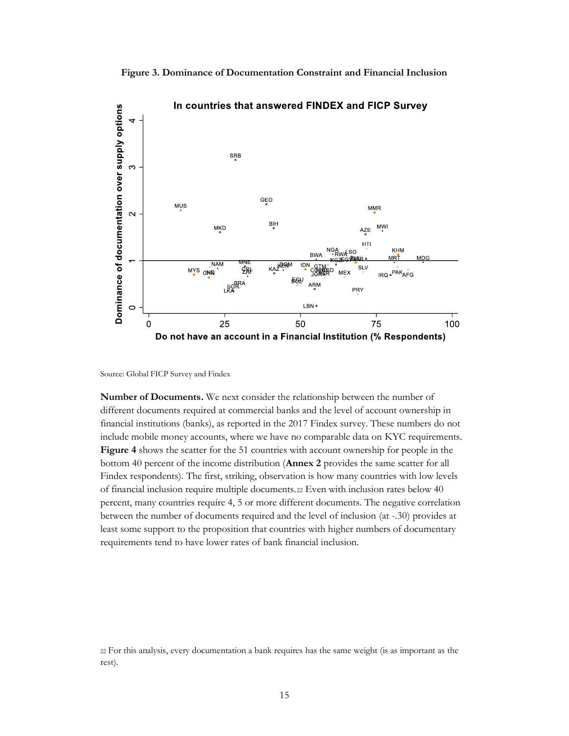**Figure 3. Dominance of Documentation Constraint and Financial Inclusion**

Source: Global FICP Survey and Findex

**Number of Documents.** We next consider the relationship between the number of different documents required at commercial banks and the level of account ownership in financial institutions (banks), as reported in the 2017 Findex survey. These numbers do not include mobile money accounts, where we have no comparable data on KYC requirements. **Figure 4** shows the scatter for the 51 countries with account ownership for people in the bottom 40 percent of the income distribution (**Annex 2** provides the same scatter for all Findex respondents). The first, striking, observation is how many countries with low levels of financial inclusion require multiple documents.[22] Even with inclusion rates below 40 percent, many countries require 4, 5 or more different documents. The negative correlation between the number of documents required and the level of inclusion (at -.30) provides at least some support to the proposition that countries with higher numbers of documentary requirements tend to have lower rates of bank financial inclusion.

[22] For this analysis, every documentation a bank requires has the same weight (is as important as the rest).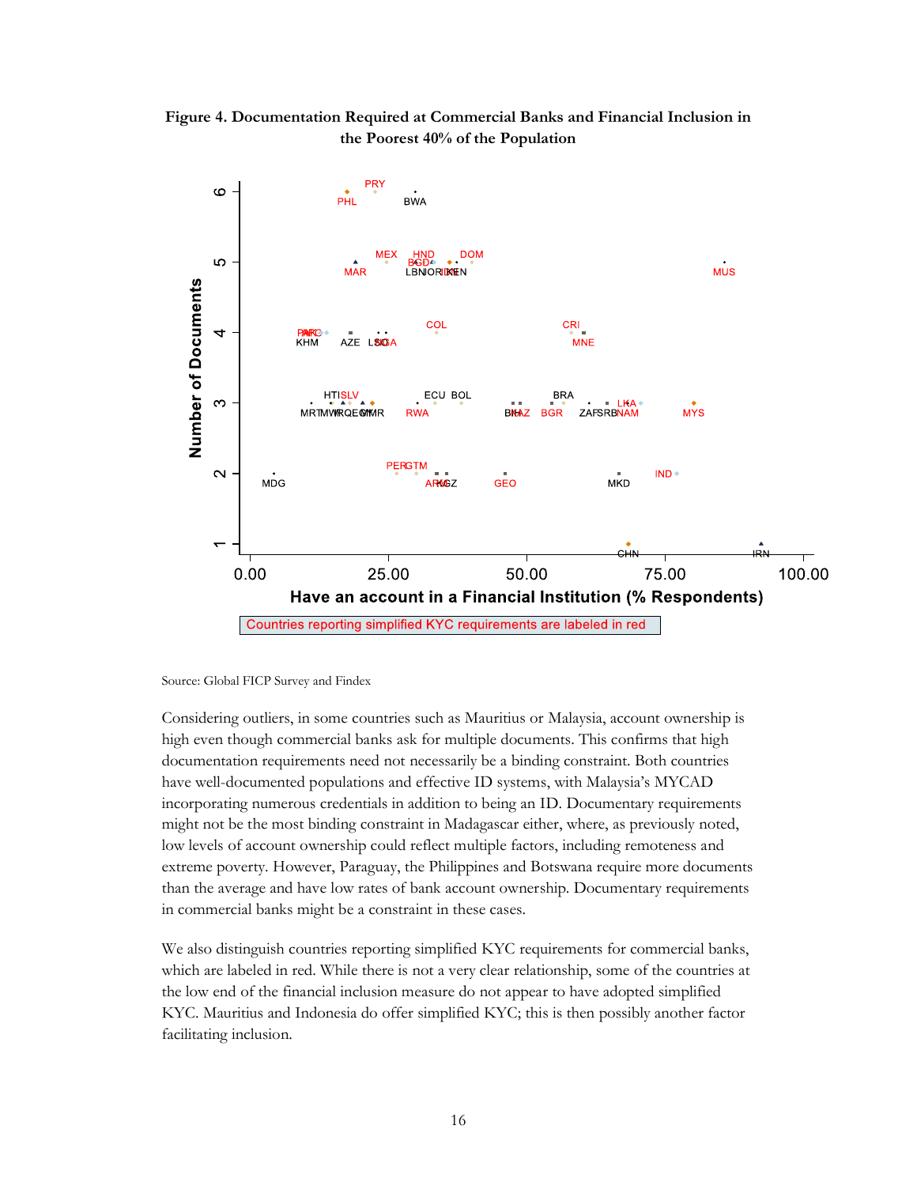**Figure 4. Documentation Required at Commercial Banks and Financial Inclusion in the Poorest 40% of the Population**

Source: Global FICP Survey and Findex

Considering outliers, in some countries such as Mauritius or Malaysia, account ownership is high even though commercial banks ask for multiple documents. This confirms that high documentation requirements need not necessarily be a binding constraint. Both countries have well-documented populations and effective ID systems, with Malaysia's MYCAD incorporating numerous credentials in addition to being an ID. Documentary requirements might not be the most binding constraint in Madagascar either, where, as previously noted, low levels of account ownership could reflect multiple factors, including remoteness and extreme poverty. However, Paraguay, the Philippines and Botswana require more documents than the average and have low rates of bank account ownership. Documentary requirements in commercial banks might be a constraint in these cases.

We also distinguish countries reporting simplified KYC requirements for commercial banks, which are labeled in red. While there is not a very clear relationship, some of the countries at the low end of the financial inclusion measure do not appear to have adopted simplified KYC. Mauritius and Indonesia do offer simplified KYC; this is then possibly another factor facilitating inclusion.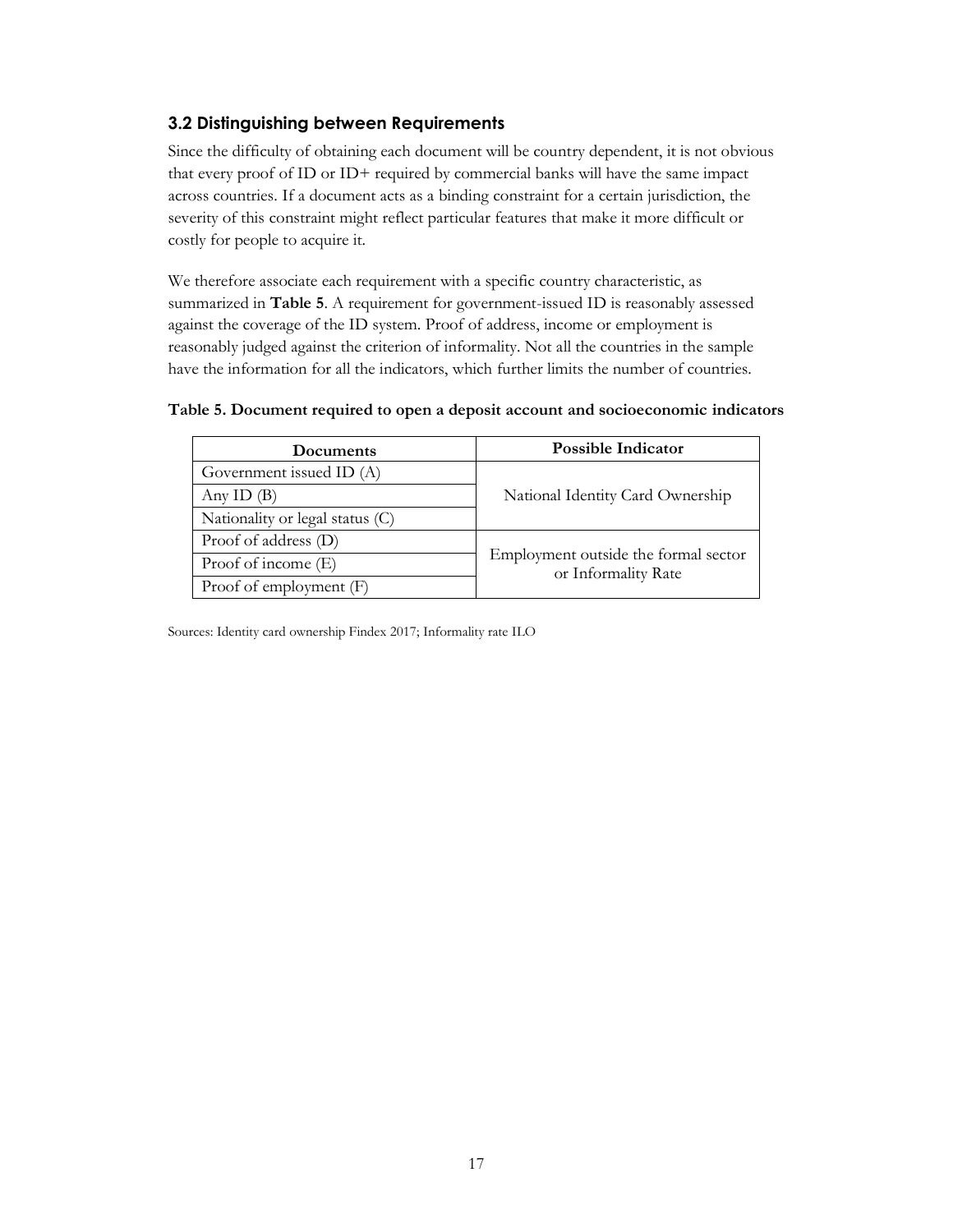### 3.2 Distinguishing between Requirements

Since the difficulty of obtaining each document will be country dependent, it is not obvious that every proof of ID or ID+ required by commercial banks will have the same impact across countries. If a document acts as a binding constraint for a certain jurisdiction, the severity of this constraint might reflect particular features that make it more difficult or costly for people to acquire it.

We therefore associate each requirement with a specific country characteristic, as summarized in **Table 5**. A requirement for government-issued ID is reasonably assessed against the coverage of the ID system. Proof of address, income or employment is reasonably judged against the criterion of informality. Not all the countries in the sample have the information for all the indicators, which further limits the number of countries.

**Table 5. Document required to open a deposit account and socioeconomic indicators**

| Documents | Possible Indicator |
|---|---|
| Government issued ID (A) | National Identity Card Ownership |
| Any ID (B) | |
| Nationality or legal status (C) | |
| Proof of address (D) | Employment outside the formal sector or Informality Rate |
| Proof of income (E) | |
| Proof of employment (F) | |

Sources: Identity card ownership Findex 2017; Informality rate ILO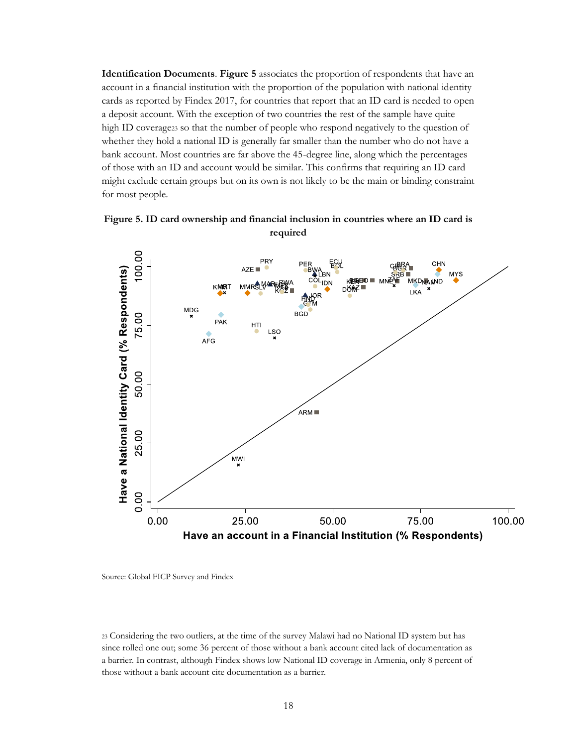**Identification Documents**. **Figure 5** associates the proportion of respondents that have an account in a financial institution with the proportion of the population with national identity cards as reported by Findex 2017, for countries that report that an ID card is needed to open a deposit account. With the exception of two countries the rest of the sample have quite high ID coverage[23] so that the number of people who respond negatively to the question of whether they hold a national ID is generally far smaller than the number who do not have a bank account. Most countries are far above the 45-degree line, along which the percentages of those with an ID and account would be similar. This confirms that requiring an ID card might exclude certain groups but on its own is not likely to be the main or binding constraint for most people.

**Figure 5. ID card ownership and financial inclusion in countries where an ID card is required**

Source: Global FICP Survey and Findex

[23] Considering the two outliers, at the time of the survey Malawi had no National ID system but has since rolled one out; some 36 percent of those without a bank account cited lack of documentation as a barrier. In contrast, although Findex shows low National ID coverage in Armenia, only 8 percent of those without a bank account cite documentation as a barrier.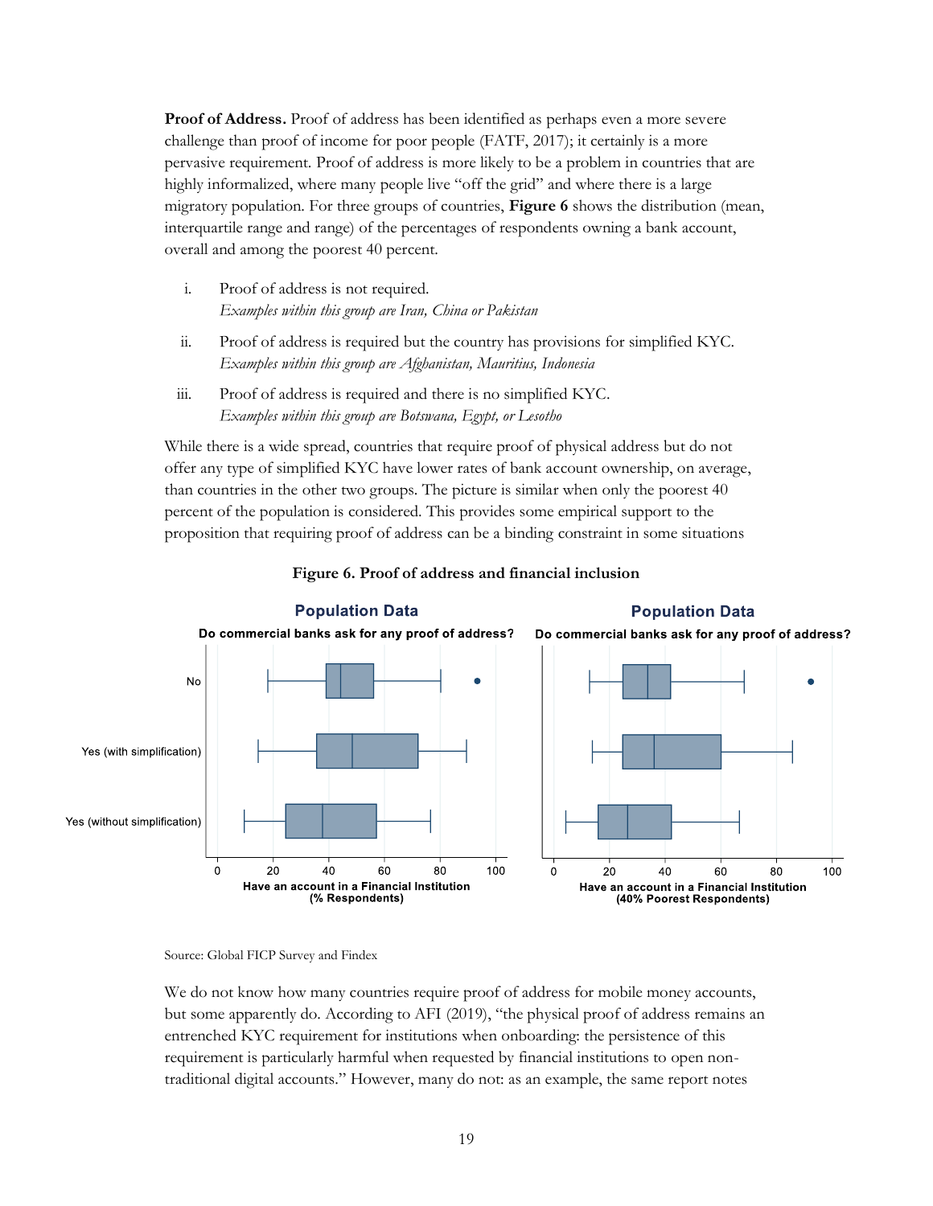**Proof of Address.** Proof of address has been identified as perhaps even a more severe challenge than proof of income for poor people (FATF, 2017); it certainly is a more pervasive requirement. Proof of address is more likely to be a problem in countries that are highly informalized, where many people live "off the grid" and where there is a large migratory population. For three groups of countries, **Figure 6** shows the distribution (mean, interquartile range and range) of the percentages of respondents owning a bank account, overall and among the poorest 40 percent.

i. Proof of address is not required.
   *Examples within this group are Iran, China or Pakistan*

ii. Proof of address is required but the country has provisions for simplified KYC.
   *Examples within this group are Afghanistan, Mauritius, Indonesia*

iii. Proof of address is required and there is no simplified KYC.
   *Examples within this group are Botswana, Egypt, or Lesotho*

While there is a wide spread, countries that require proof of physical address but do not offer any type of simplified KYC have lower rates of bank account ownership, on average, than countries in the other two groups. The picture is similar when only the poorest 40 percent of the population is considered. This provides some empirical support to the proposition that requiring proof of address can be a binding constraint in some situations

**Figure 6. Proof of address and financial inclusion**

Source: Global FICP Survey and Findex

We do not know how many countries require proof of address for mobile money accounts, but some apparently do. According to AFI (2019), "the physical proof of address remains an entrenched KYC requirement for institutions when onboarding: the persistence of this requirement is particularly harmful when requested by financial institutions to open non-traditional digital accounts." However, many do not: as an example, the same report notes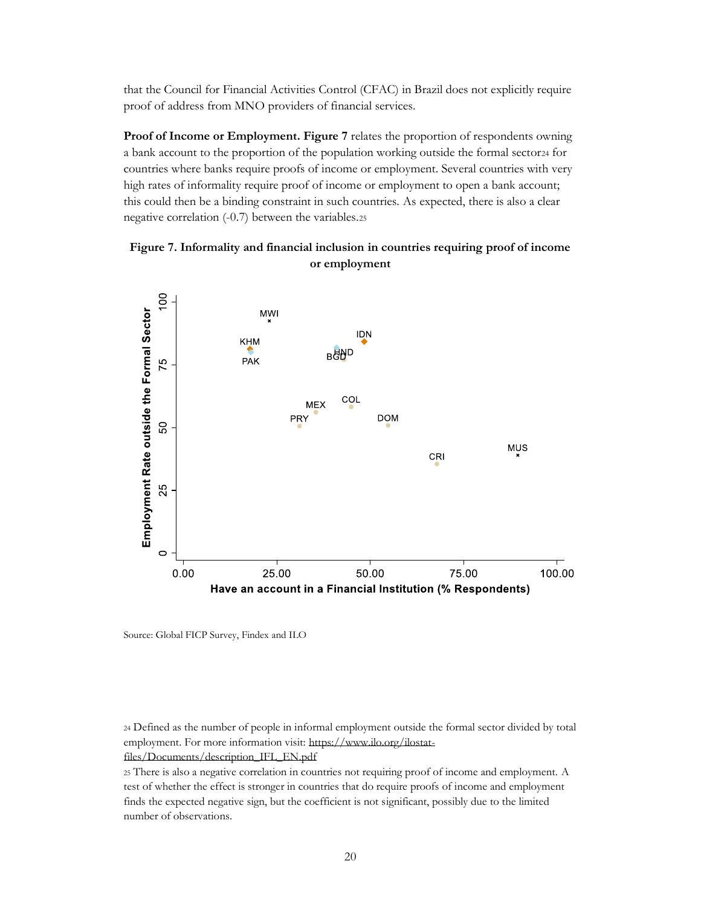that the Council for Financial Activities Control (CFAC) in Brazil does not explicitly require proof of address from MNO providers of financial services.

**Proof of Income or Employment. Figure 7** relates the proportion of respondents owning a bank account to the proportion of the population working outside the formal sector[24] for countries where banks require proofs of income or employment. Several countries with very high rates of informality require proof of income or employment to open a bank account; this could then be a binding constraint in such countries. As expected, there is also a clear negative correlation (-0.7) between the variables.[25]

**Figure 7. Informality and financial inclusion in countries requiring proof of income or employment**

Source: Global FICP Survey, Findex and ILO

[24] Defined as the number of people in informal employment outside the formal sector divided by total employment. For more information visit: https://www.ilo.org/ilostat-files/Documents/description_IFL_EN.pdf

[25] There is also a negative correlation in countries not requiring proof of income and employment. A test of whether the effect is stronger in countries that do require proofs of income and employment finds the expected negative sign, but the coefficient is not significant, possibly due to the limited number of observations.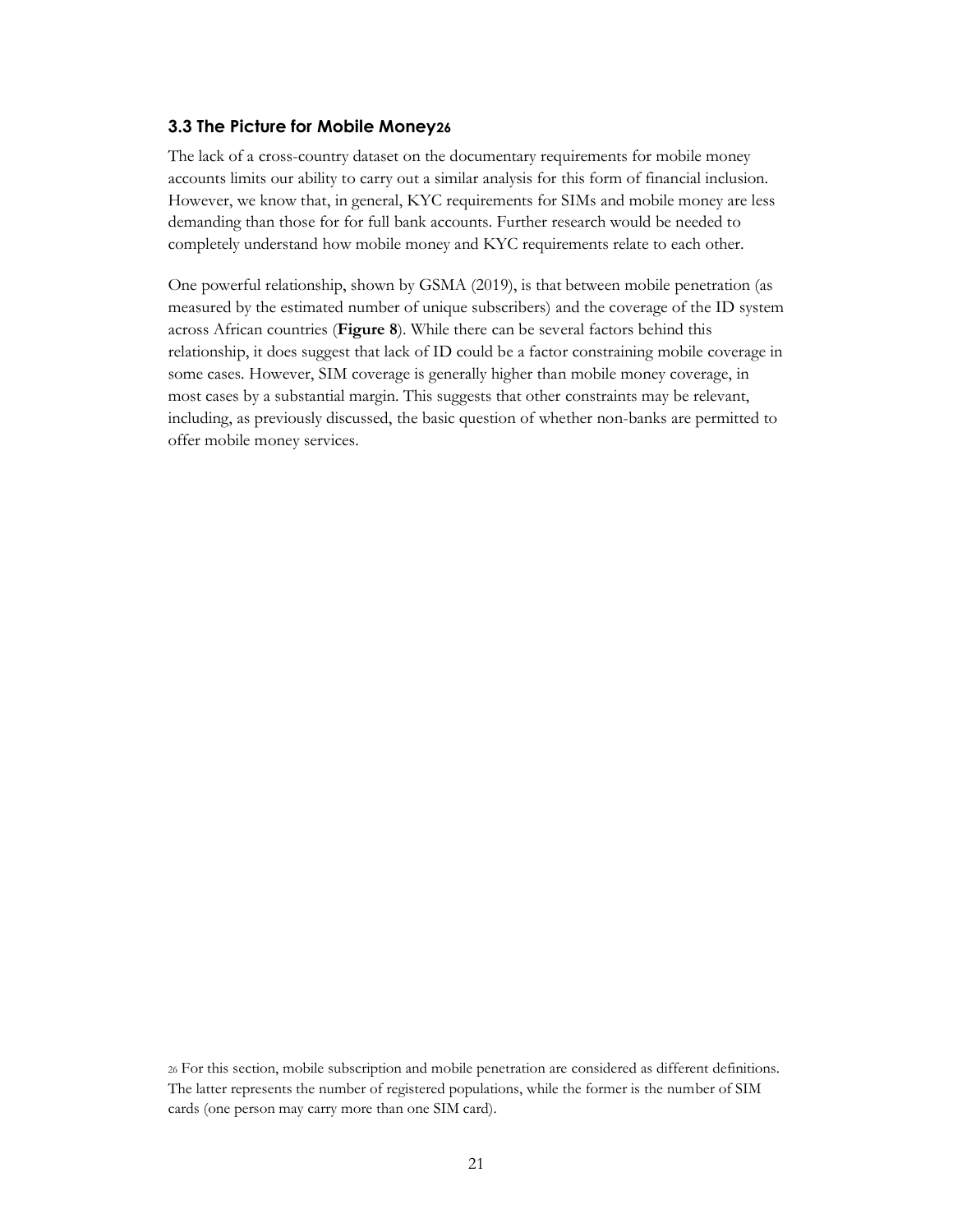### 3.3 The Picture for Mobile Money[26]

The lack of a cross-country dataset on the documentary requirements for mobile money accounts limits our ability to carry out a similar analysis for this form of financial inclusion. However, we know that, in general, KYC requirements for SIMs and mobile money are less demanding than those for for full bank accounts. Further research would be needed to completely understand how mobile money and KYC requirements relate to each other.

One powerful relationship, shown by GSMA (2019), is that between mobile penetration (as measured by the estimated number of unique subscribers) and the coverage of the ID system across African countries (**Figure 8**). While there can be several factors behind this relationship, it does suggest that lack of ID could be a factor constraining mobile coverage in some cases. However, SIM coverage is generally higher than mobile money coverage, in most cases by a substantial margin. This suggests that other constraints may be relevant, including, as previously discussed, the basic question of whether non-banks are permitted to offer mobile money services.

[26] For this section, mobile subscription and mobile penetration are considered as different definitions. The latter represents the number of registered populations, while the former is the number of SIM cards (one person may carry more than one SIM card).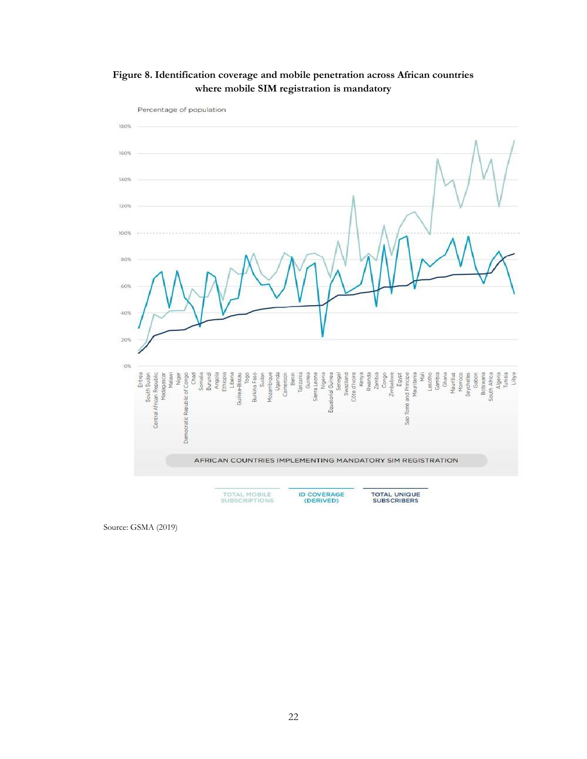**Figure 8. Identification coverage and mobile penetration across African countries where mobile SIM registration is mandatory**

Source: GSMA (2019)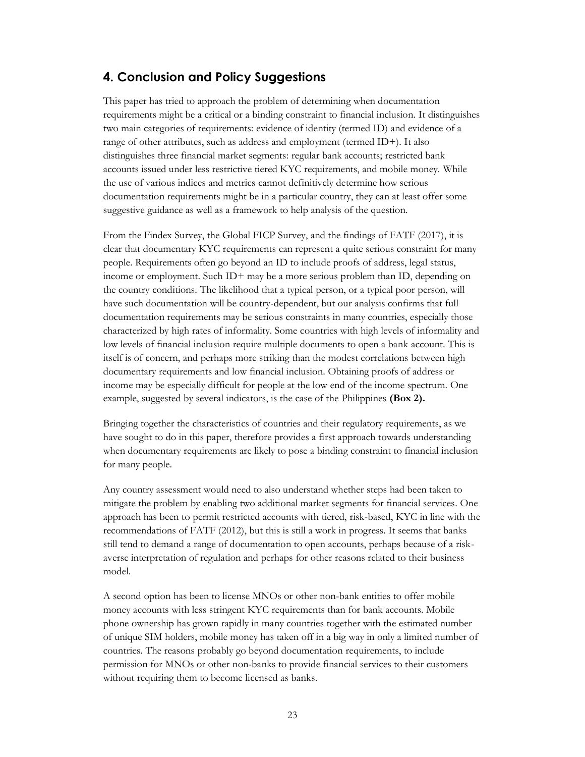## 4. Conclusion and Policy Suggestions

This paper has tried to approach the problem of determining when documentation requirements might be a critical or a binding constraint to financial inclusion. It distinguishes two main categories of requirements: evidence of identity (termed ID) and evidence of a range of other attributes, such as address and employment (termed ID+). It also distinguishes three financial market segments: regular bank accounts; restricted bank accounts issued under less restrictive tiered KYC requirements, and mobile money. While the use of various indices and metrics cannot definitively determine how serious documentation requirements might be in a particular country, they can at least offer some suggestive guidance as well as a framework to help analysis of the question.

From the Findex Survey, the Global FICP Survey, and the findings of FATF (2017), it is clear that documentary KYC requirements can represent a quite serious constraint for many people. Requirements often go beyond an ID to include proofs of address, legal status, income or employment. Such ID+ may be a more serious problem than ID, depending on the country conditions. The likelihood that a typical person, or a typical poor person, will have such documentation will be country-dependent, but our analysis confirms that full documentation requirements may be serious constraints in many countries, especially those characterized by high rates of informality. Some countries with high levels of informality and low levels of financial inclusion require multiple documents to open a bank account. This is itself is of concern, and perhaps more striking than the modest correlations between high documentary requirements and low financial inclusion. Obtaining proofs of address or income may be especially difficult for people at the low end of the income spectrum. One example, suggested by several indicators, is the case of the Philippines **(Box 2).**

Bringing together the characteristics of countries and their regulatory requirements, as we have sought to do in this paper, therefore provides a first approach towards understanding when documentary requirements are likely to pose a binding constraint to financial inclusion for many people.

Any country assessment would need to also understand whether steps had been taken to mitigate the problem by enabling two additional market segments for financial services. One approach has been to permit restricted accounts with tiered, risk-based, KYC in line with the recommendations of FATF (2012), but this is still a work in progress. It seems that banks still tend to demand a range of documentation to open accounts, perhaps because of a risk-averse interpretation of regulation and perhaps for other reasons related to their business model.

A second option has been to license MNOs or other non-bank entities to offer mobile money accounts with less stringent KYC requirements than for bank accounts. Mobile phone ownership has grown rapidly in many countries together with the estimated number of unique SIM holders, mobile money has taken off in a big way in only a limited number of countries. The reasons probably go beyond documentation requirements, to include permission for MNOs or other non-banks to provide financial services to their customers without requiring them to become licensed as banks.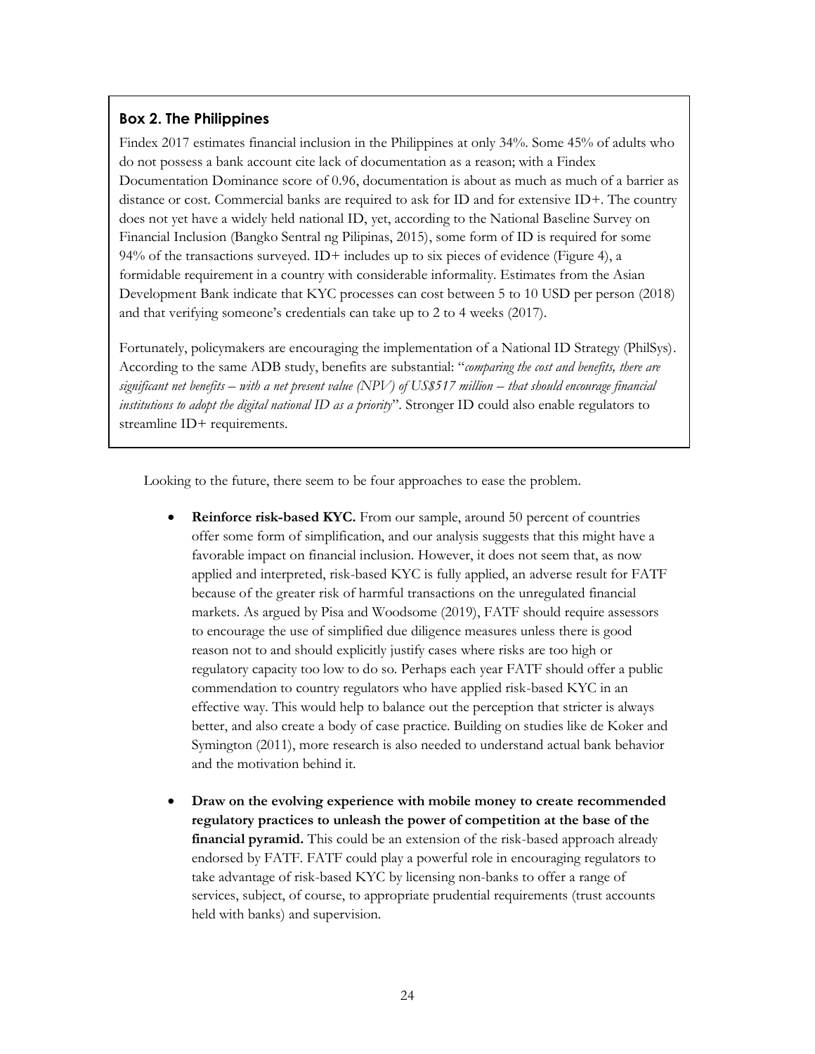### Box 2. The Philippines

Findex 2017 estimates financial inclusion in the Philippines at only 34%. Some 45% of adults who do not possess a bank account cite lack of documentation as a reason; with a Findex Documentation Dominance score of 0.96, documentation is about as much as much of a barrier as distance or cost. Commercial banks are required to ask for ID and for extensive ID+. The country does not yet have a widely held national ID, yet, according to the National Baseline Survey on Financial Inclusion (Bangko Sentral ng Pilipinas, 2015), some form of ID is required for some 94% of the transactions surveyed. ID+ includes up to six pieces of evidence (Figure 4), a formidable requirement in a country with considerable informality. Estimates from the Asian Development Bank indicate that KYC processes can cost between 5 to 10 USD per person (2018) and that verifying someone's credentials can take up to 2 to 4 weeks (2017).

Fortunately, policymakers are encouraging the implementation of a National ID Strategy (PhilSys). According to the same ADB study, benefits are substantial: "*comparing the cost and benefits, there are significant net benefits – with a net present value (NPV) of US$517 million – that should encourage financial institutions to adopt the digital national ID as a priority*". Stronger ID could also enable regulators to streamline ID+ requirements.

Looking to the future, there seem to be four approaches to ease the problem.

- **Reinforce risk-based KYC.** From our sample, around 50 percent of countries offer some form of simplification, and our analysis suggests that this might have a favorable impact on financial inclusion. However, it does not seem that, as now applied and interpreted, risk-based KYC is fully applied, an adverse result for FATF because of the greater risk of harmful transactions on the unregulated financial markets. As argued by Pisa and Woodsome (2019), FATF should require assessors to encourage the use of simplified due diligence measures unless there is good reason not to and should explicitly justify cases where risks are too high or regulatory capacity too low to do so. Perhaps each year FATF should offer a public commendation to country regulators who have applied risk-based KYC in an effective way. This would help to balance out the perception that stricter is always better, and also create a body of case practice. Building on studies like de Koker and Symington (2011), more research is also needed to understand actual bank behavior and the motivation behind it.

- **Draw on the evolving experience with mobile money to create recommended regulatory practices to unleash the power of competition at the base of the financial pyramid.** This could be an extension of the risk-based approach already endorsed by FATF. FATF could play a powerful role in encouraging regulators to take advantage of risk-based KYC by licensing non-banks to offer a range of services, subject, of course, to appropriate prudential requirements (trust accounts held with banks) and supervision.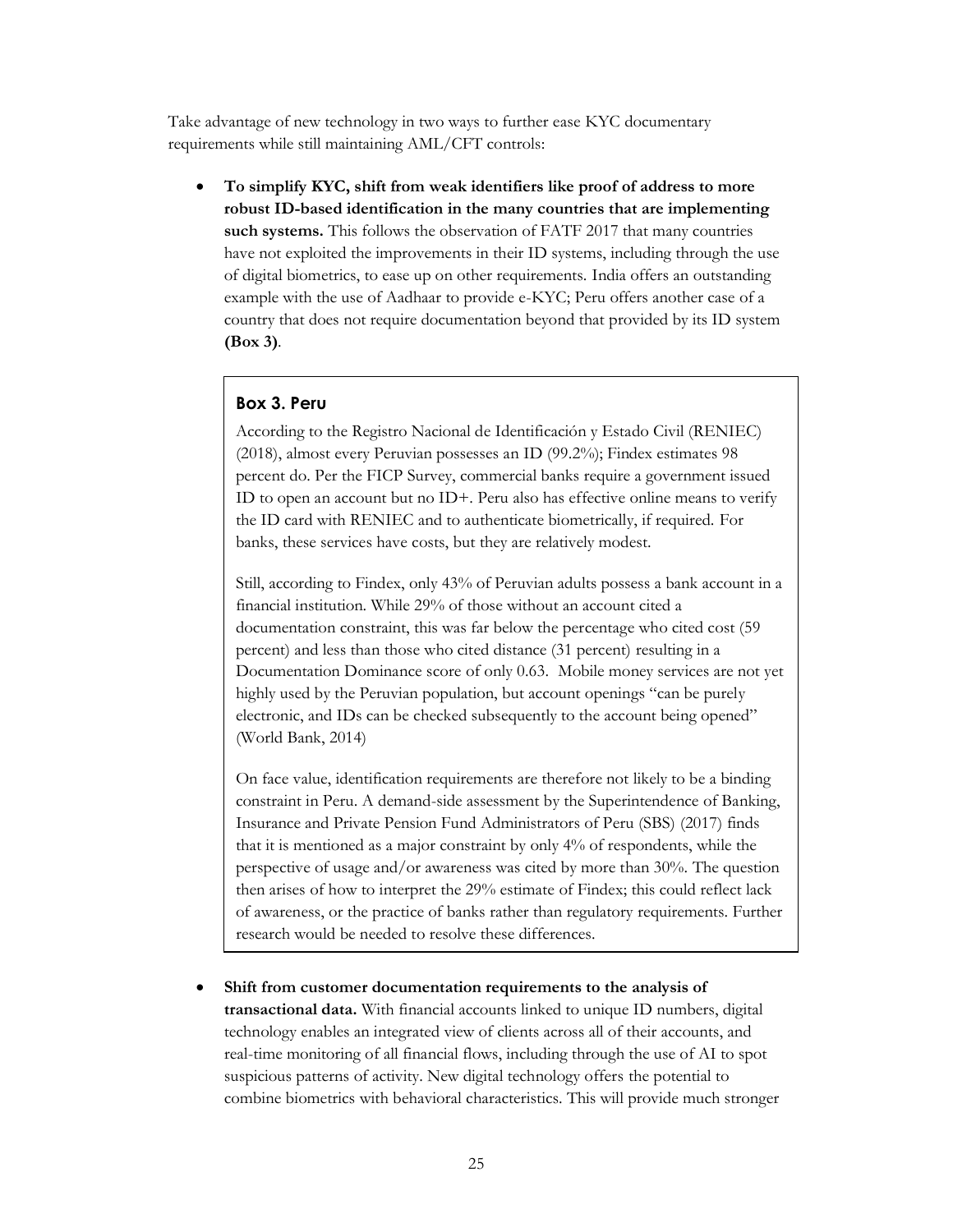Take advantage of new technology in two ways to further ease KYC documentary requirements while still maintaining AML/CFT controls:

- **To simplify KYC, shift from weak identifiers like proof of address to more robust ID-based identification in the many countries that are implementing such systems.** This follows the observation of FATF 2017 that many countries have not exploited the improvements in their ID systems, including through the use of digital biometrics, to ease up on other requirements. India offers an outstanding example with the use of Aadhaar to provide e-KYC; Peru offers another case of a country that does not require documentation beyond that provided by its ID system **(Box 3)**.

> ### Box 3. Peru
>
> According to the Registro Nacional de Identificación y Estado Civil (RENIEC) (2018), almost every Peruvian possesses an ID (99.2%); Findex estimates 98 percent do. Per the FICP Survey, commercial banks require a government issued ID to open an account but no ID+. Peru also has effective online means to verify the ID card with RENIEC and to authenticate biometrically, if required. For banks, these services have costs, but they are relatively modest.
>
> Still, according to Findex, only 43% of Peruvian adults possess a bank account in a financial institution. While 29% of those without an account cited a documentation constraint, this was far below the percentage who cited cost (59 percent) and less than those who cited distance (31 percent) resulting in a Documentation Dominance score of only 0.63. Mobile money services are not yet highly used by the Peruvian population, but account openings "can be purely electronic, and IDs can be checked subsequently to the account being opened" (World Bank, 2014)
>
> On face value, identification requirements are therefore not likely to be a binding constraint in Peru. A demand-side assessment by the Superintendence of Banking, Insurance and Private Pension Fund Administrators of Peru (SBS) (2017) finds that it is mentioned as a major constraint by only 4% of respondents, while the perspective of usage and/or awareness was cited by more than 30%. The question then arises of how to interpret the 29% estimate of Findex; this could reflect lack of awareness, or the practice of banks rather than regulatory requirements. Further research would be needed to resolve these differences.

- **Shift from customer documentation requirements to the analysis of transactional data.** With financial accounts linked to unique ID numbers, digital technology enables an integrated view of clients across all of their accounts, and real-time monitoring of all financial flows, including through the use of AI to spot suspicious patterns of activity. New digital technology offers the potential to combine biometrics with behavioral characteristics. This will provide much stronger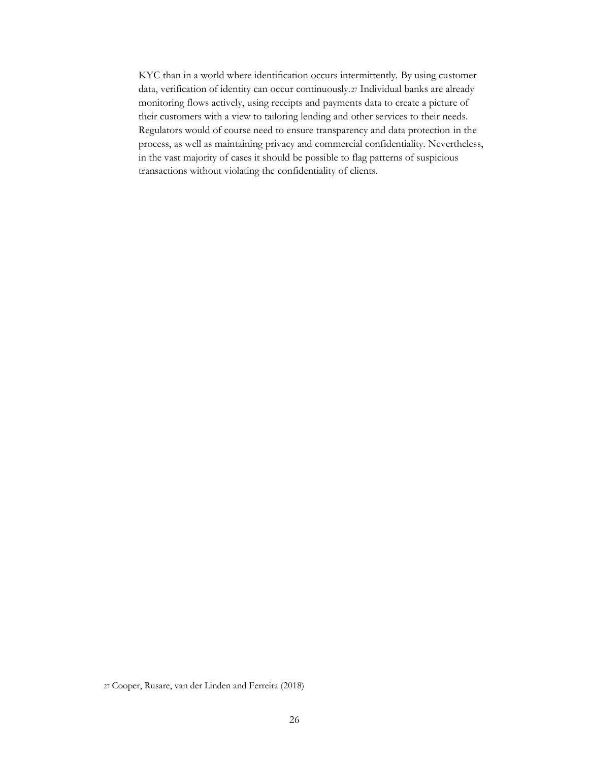KYC than in a world where identification occurs intermittently. By using customer data, verification of identity can occur continuously.[27] Individual banks are already monitoring flows actively, using receipts and payments data to create a picture of their customers with a view to tailoring lending and other services to their needs. Regulators would of course need to ensure transparency and data protection in the process, as well as maintaining privacy and commercial confidentiality. Nevertheless, in the vast majority of cases it should be possible to flag patterns of suspicious transactions without violating the confidentiality of clients.

[27] Cooper, Rusare, van der Linden and Ferreira (2018)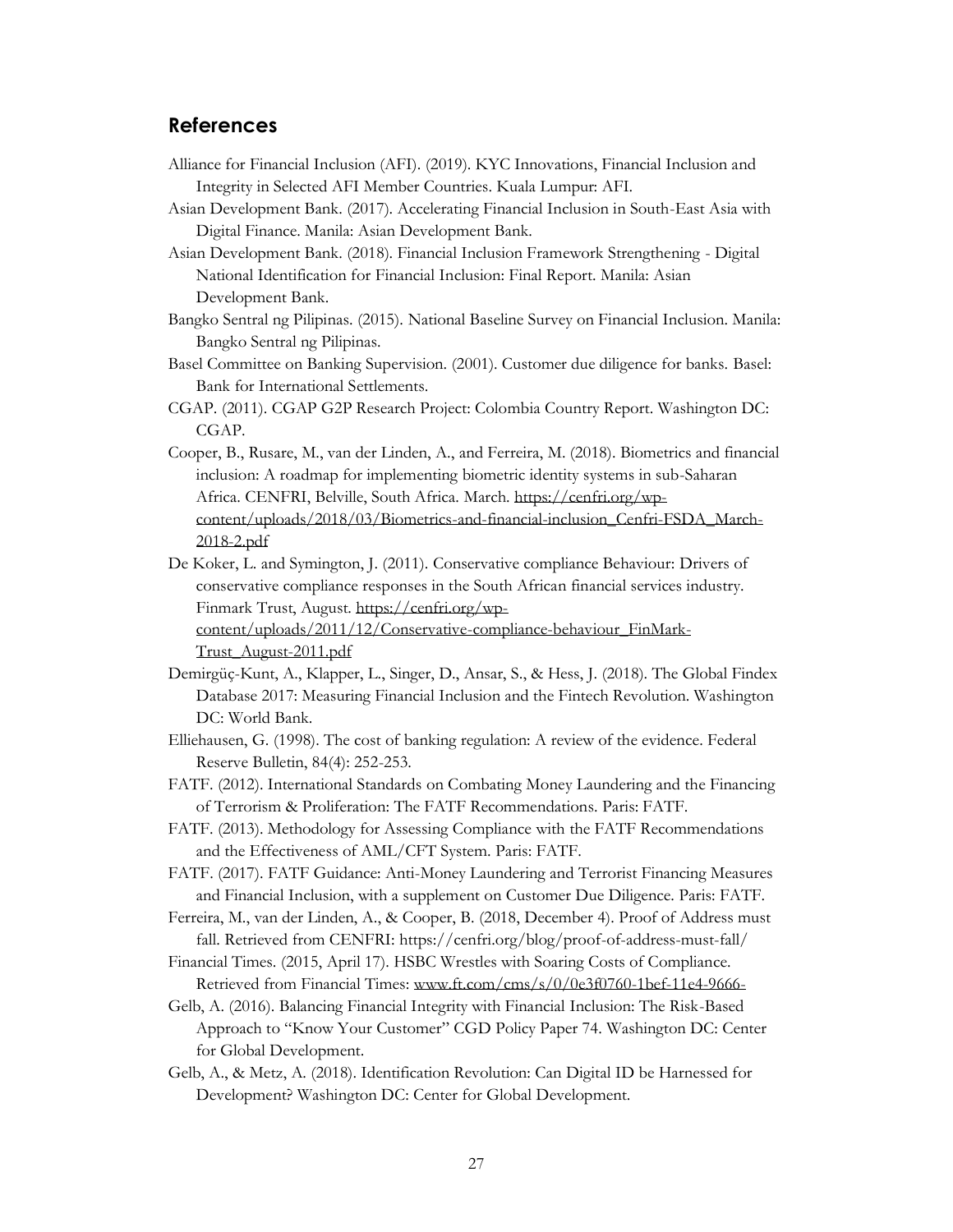## References

Alliance for Financial Inclusion (AFI). (2019). KYC Innovations, Financial Inclusion and Integrity in Selected AFI Member Countries. Kuala Lumpur: AFI.

Asian Development Bank. (2017). Accelerating Financial Inclusion in South-East Asia with Digital Finance. Manila: Asian Development Bank.

Asian Development Bank. (2018). Financial Inclusion Framework Strengthening - Digital National Identification for Financial Inclusion: Final Report. Manila: Asian Development Bank.

Bangko Sentral ng Pilipinas. (2015). National Baseline Survey on Financial Inclusion. Manila: Bangko Sentral ng Pilipinas.

Basel Committee on Banking Supervision. (2001). Customer due diligence for banks. Basel: Bank for International Settlements.

CGAP. (2011). CGAP G2P Research Project: Colombia Country Report. Washington DC: CGAP.

Cooper, B., Rusare, M., van der Linden, A., and Ferreira, M. (2018). Biometrics and financial inclusion: A roadmap for implementing biometric identity systems in sub-Saharan Africa. CENFRI, Belville, South Africa. March. https://cenfri.org/wp-content/uploads/2018/03/Biometrics-and-financial-inclusion_Cenfri-FSDA_March-2018-2.pdf

De Koker, L. and Symington, J. (2011). Conservative compliance Behaviour: Drivers of conservative compliance responses in the South African financial services industry. Finmark Trust, August. https://cenfri.org/wp-content/uploads/2011/12/Conservative-compliance-behaviour_FinMark-Trust_August-2011.pdf

Demirgüç-Kunt, A., Klapper, L., Singer, D., Ansar, S., & Hess, J. (2018). The Global Findex Database 2017: Measuring Financial Inclusion and the Fintech Revolution. Washington DC: World Bank.

Elliehausen, G. (1998). The cost of banking regulation: A review of the evidence. Federal Reserve Bulletin, 84(4): 252-253.

FATF. (2012). International Standards on Combating Money Laundering and the Financing of Terrorism & Proliferation: The FATF Recommendations. Paris: FATF.

FATF. (2013). Methodology for Assessing Compliance with the FATF Recommendations and the Effectiveness of AML/CFT System. Paris: FATF.

FATF. (2017). FATF Guidance: Anti-Money Laundering and Terrorist Financing Measures and Financial Inclusion, with a supplement on Customer Due Diligence. Paris: FATF.

Ferreira, M., van der Linden, A., & Cooper, B. (2018, December 4). Proof of Address must fall. Retrieved from CENFRI: https://cenfri.org/blog/proof-of-address-must-fall/

Financial Times. (2015, April 17). HSBC Wrestles with Soaring Costs of Compliance. Retrieved from Financial Times: www.ft.com/cms/s/0/0e3f0760-1bef-11e4-9666-

Gelb, A. (2016). Balancing Financial Integrity with Financial Inclusion: The Risk-Based Approach to "Know Your Customer" CGD Policy Paper 74. Washington DC: Center for Global Development.

Gelb, A., & Metz, A. (2018). Identification Revolution: Can Digital ID be Harnessed for Development? Washington DC: Center for Global Development.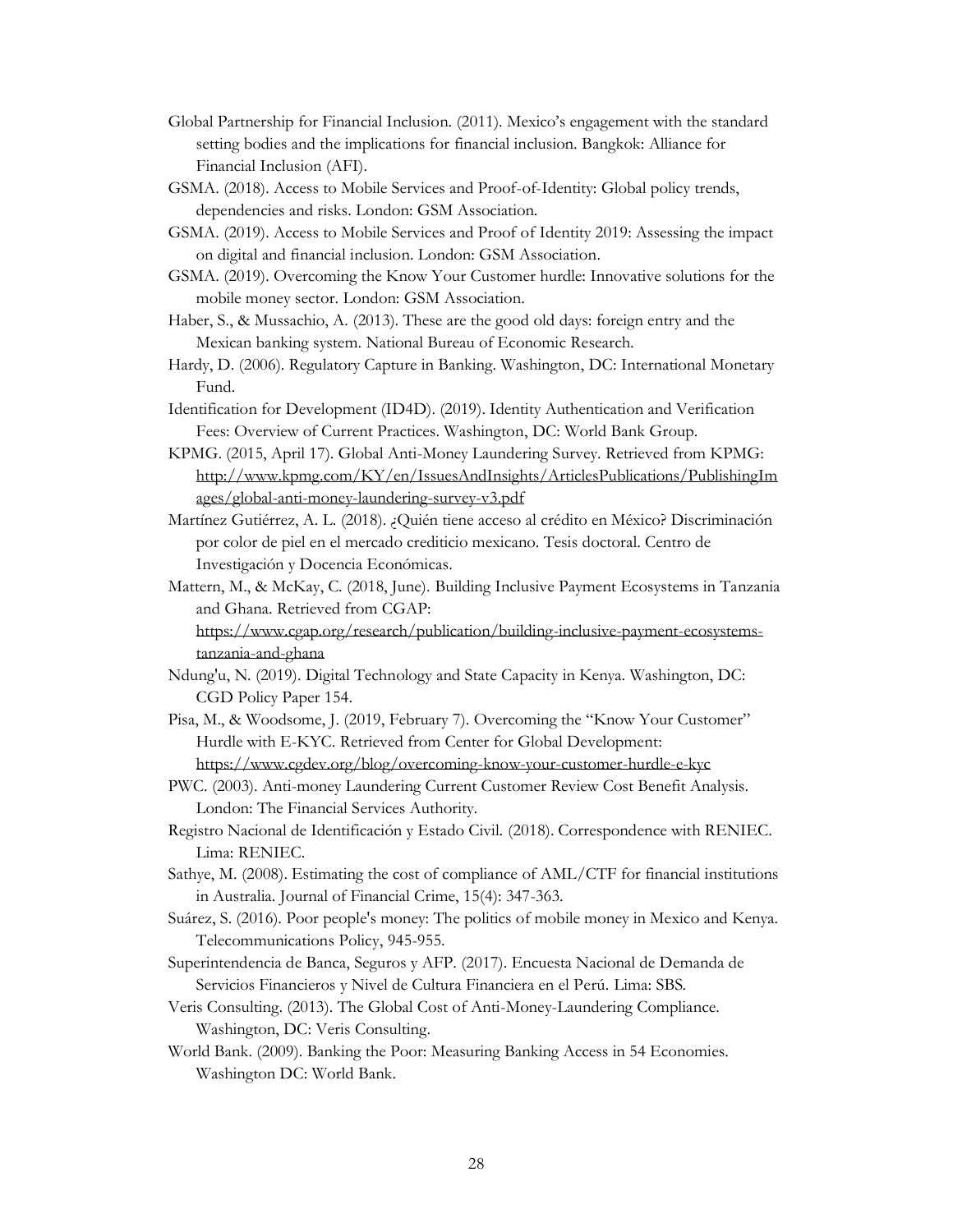Global Partnership for Financial Inclusion. (2011). Mexico's engagement with the standard setting bodies and the implications for financial inclusion. Bangkok: Alliance for Financial Inclusion (AFI).

GSMA. (2018). Access to Mobile Services and Proof-of-Identity: Global policy trends, dependencies and risks. London: GSM Association.

GSMA. (2019). Access to Mobile Services and Proof of Identity 2019: Assessing the impact on digital and financial inclusion. London: GSM Association.

GSMA. (2019). Overcoming the Know Your Customer hurdle: Innovative solutions for the mobile money sector. London: GSM Association.

Haber, S., & Mussachio, A. (2013). These are the good old days: foreign entry and the Mexican banking system. National Bureau of Economic Research.

Hardy, D. (2006). Regulatory Capture in Banking. Washington, DC: International Monetary Fund.

Identification for Development (ID4D). (2019). Identity Authentication and Verification Fees: Overview of Current Practices. Washington, DC: World Bank Group.

KPMG. (2015, April 17). Global Anti-Money Laundering Survey. Retrieved from KPMG: http://www.kpmg.com/KY/en/IssuesAndInsights/ArticlesPublications/PublishingImages/global-anti-money-laundering-survey-v3.pdf

Martínez Gutiérrez, A. L. (2018). ¿Quién tiene acceso al crédito en México? Discriminación por color de piel en el mercado crediticio mexicano. Tesis doctoral. Centro de Investigación y Docencia Económicas.

Mattern, M., & McKay, C. (2018, June). Building Inclusive Payment Ecosystems in Tanzania and Ghana. Retrieved from CGAP: https://www.cgap.org/research/publication/building-inclusive-payment-ecosystems-tanzania-and-ghana

Ndung'u, N. (2019). Digital Technology and State Capacity in Kenya. Washington, DC: CGD Policy Paper 154.

Pisa, M., & Woodsome, J. (2019, February 7). Overcoming the "Know Your Customer" Hurdle with E-KYC. Retrieved from Center for Global Development: https://www.cgdev.org/blog/overcoming-know-your-customer-hurdle-e-kyc

PWC. (2003). Anti-money Laundering Current Customer Review Cost Benefit Analysis. London: The Financial Services Authority.

Registro Nacional de Identificación y Estado Civil. (2018). Correspondence with RENIEC. Lima: RENIEC.

Sathye, M. (2008). Estimating the cost of compliance of AML/CTF for financial institutions in Australia. Journal of Financial Crime, 15(4): 347-363.

Suárez, S. (2016). Poor people's money: The politics of mobile money in Mexico and Kenya. Telecommunications Policy, 945-955.

Superintendencia de Banca, Seguros y AFP. (2017). Encuesta Nacional de Demanda de Servicios Financieros y Nivel de Cultura Financiera en el Perú. Lima: SBS.

Veris Consulting. (2013). The Global Cost of Anti-Money-Laundering Compliance. Washington, DC: Veris Consulting.

World Bank. (2009). Banking the Poor: Measuring Banking Access in 54 Economies. Washington DC: World Bank.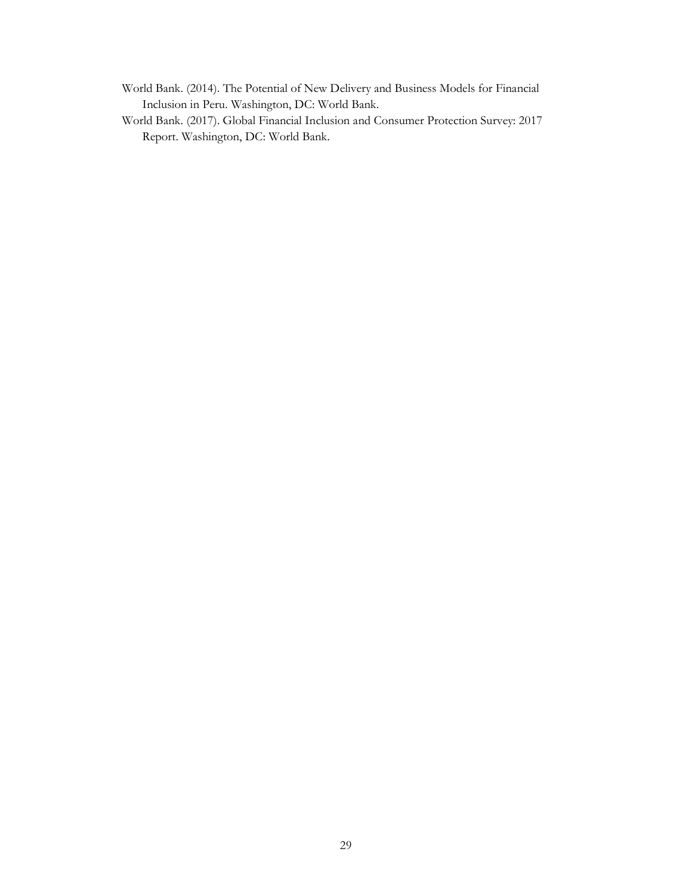World Bank. (2014). The Potential of New Delivery and Business Models for Financial Inclusion in Peru. Washington, DC: World Bank.

World Bank. (2017). Global Financial Inclusion and Consumer Protection Survey: 2017 Report. Washington, DC: World Bank.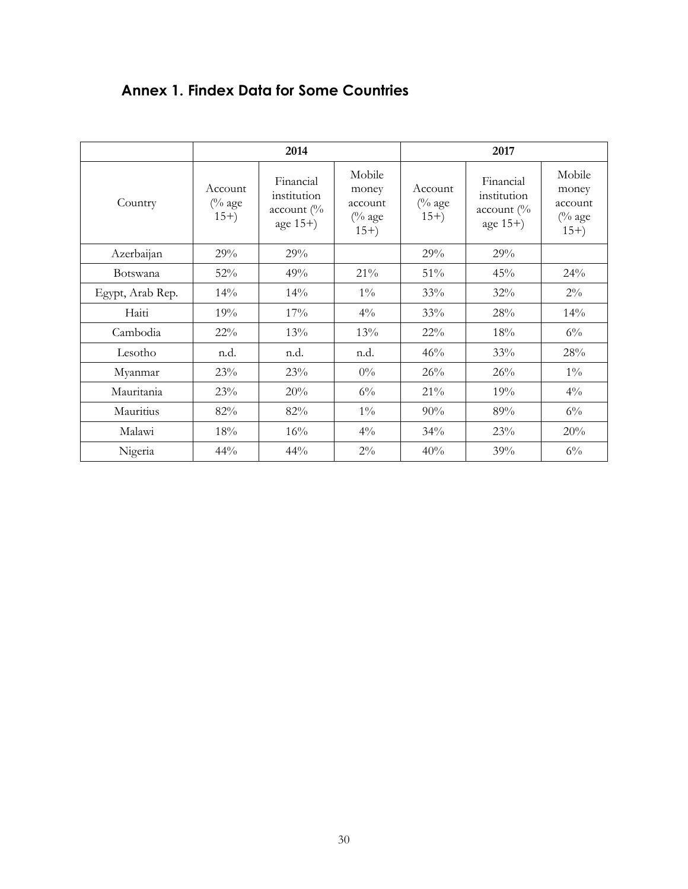## Annex 1. Findex Data for Some Countries

| Country | 2014 | | | 2017 | | |
|---|---|---|---|---|---|---|
| | Account (% age 15+) | Financial institution account (% age 15+) | Mobile money account (% age 15+) | Account (% age 15+) | Financial institution account (% age 15+) | Mobile money account (% age 15+) |
| Azerbaijan | 29% | 29% | | 29% | 29% | |
| Botswana | 52% | 49% | 21% | 51% | 45% | 24% |
| Egypt, Arab Rep. | 14% | 14% | 1% | 33% | 32% | 2% |
| Haiti | 19% | 17% | 4% | 33% | 28% | 14% |
| Cambodia | 22% | 13% | 13% | 22% | 18% | 6% |
| Lesotho | n.d. | n.d. | n.d. | 46% | 33% | 28% |
| Myanmar | 23% | 23% | 0% | 26% | 26% | 1% |
| Mauritania | 23% | 20% | 6% | 21% | 19% | 4% |
| Mauritius | 82% | 82% | 1% | 90% | 89% | 6% |
| Malawi | 18% | 16% | 4% | 34% | 23% | 20% |
| Nigeria | 44% | 44% | 2% | 40% | 39% | 6% |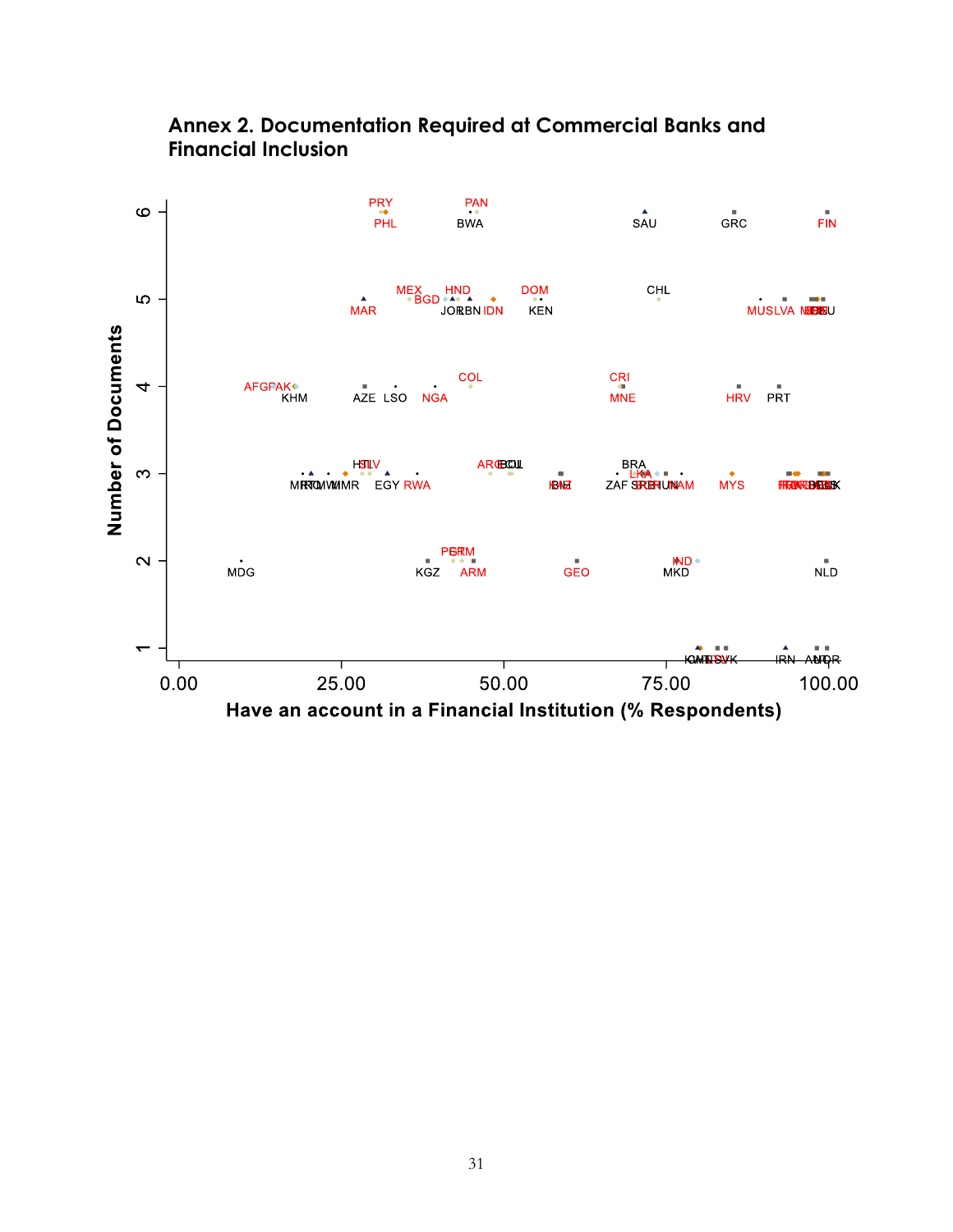## Annex 2. Documentation Required at Commercial Banks and Financial Inclusion

Number of Documents

Have an account in a Financial Institution (% Respondents)

0.00
25.00
50.00
75.00
100.00

1
2
3
4
5
6

PRY
PHL
PAN
BWA
SAU
GRC
FIN
MEX
HND
BGD
DOM
MAR
JOR
LBN
IDN
KEN
CHL
MUS
LVA
AFG
PAK
KHM
AZE
LSO
NGA
COL
CRI
MNE
HRV
PRT
HTI
SLV
EGY
RWA
ARG
ECU
BRA
LKA
ZAF
NAM
MYS
MDG
KGZ
PER
ARM
GEO
IND
MKD
NLD
IRN